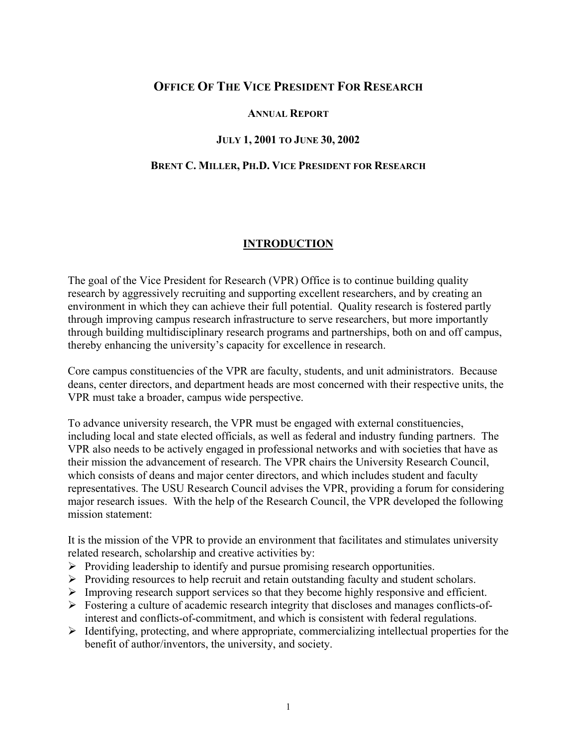# Office Of The Vice President For Research

## Annual Report

### July 1, 2001 to June 30, 2002

### Brent C. Miller, Ph.D. Vice President for Research

## INTRODUCTION

The goal of the Vice President for Research (VPR) Office is to continue building quality research by aggressively recruiting and supporting excellent researchers, and by creating an environment in which they can achieve their full potential. Quality research is fostered partly through improving campus research infrastructure to serve researchers, but more importantly through building multidisciplinary research programs and partnerships, both on and off campus, thereby enhancing the university's capacity for excellence in research.

Core campus constituencies of the VPR are faculty, students, and unit administrators. Because deans, center directors, and department heads are most concerned with their respective units, the VPR must take a broader, campus wide perspective.

To advance university research, the VPR must be engaged with external constituencies, including local and state elected officials, as well as federal and industry funding partners. The VPR also needs to be actively engaged in professional networks and with societies that have as their mission the advancement of research. The VPR chairs the University Research Council, which consists of deans and major center directors, and which includes student and faculty representatives. The USU Research Council advises the VPR, providing a forum for considering major research issues. With the help of the Research Council, the VPR developed the following mission statement:

It is the mission of the VPR to provide an environment that facilitates and stimulates university related research, scholarship and creative activities by:

- Providing leadership to identify and pursue promising research opportunities.
- Providing resources to help recruit and retain outstanding faculty and student scholars.
- Improving research support services so that they become highly responsive and efficient.
- Fostering a culture of academic research integrity that discloses and manages conflicts-of-interest and conflicts-of-commitment, and which is consistent with federal regulations.
- Identifying, protecting, and where appropriate, commercializing intellectual properties for the benefit of author/inventors, the university, and society.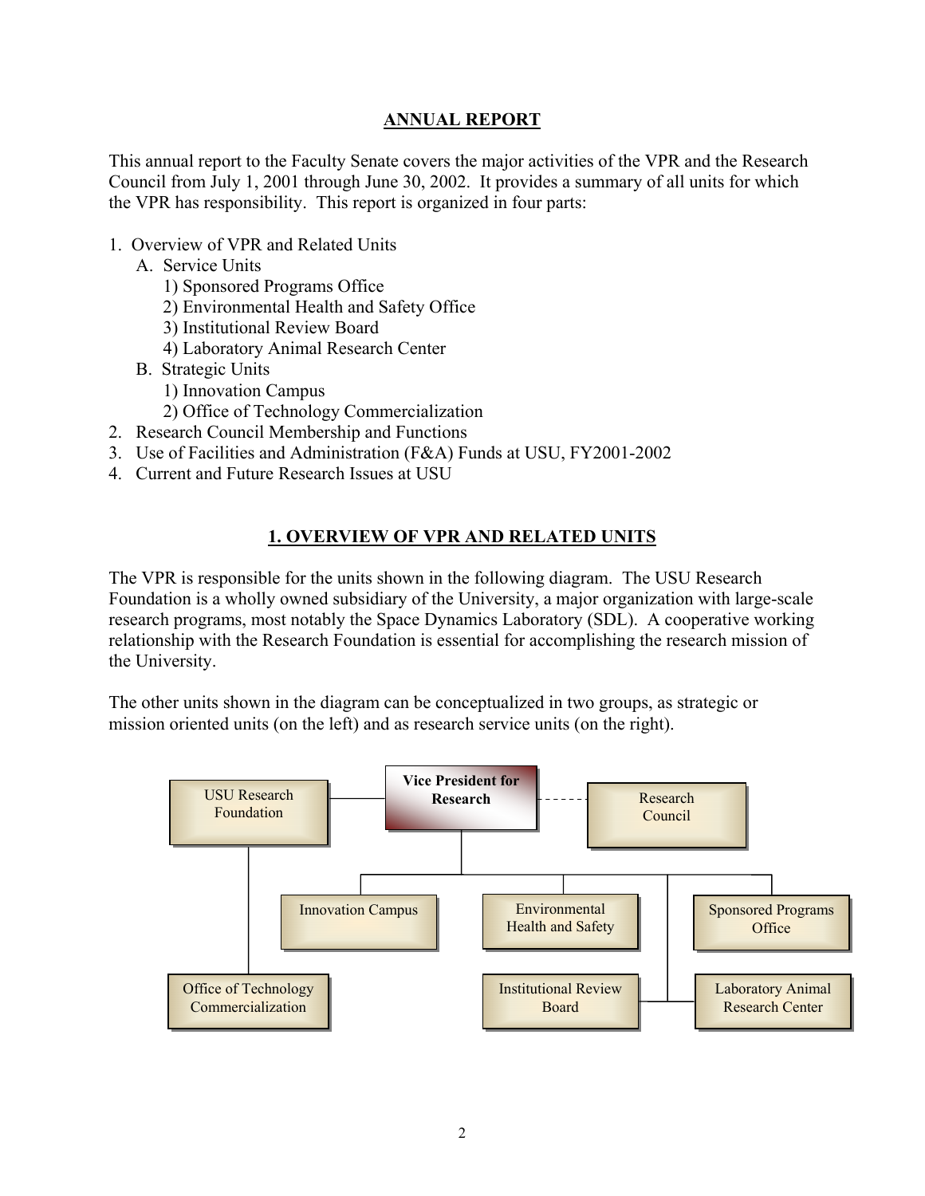# ANNUAL REPORT

This annual report to the Faculty Senate covers the major activities of the VPR and the Research Council from July 1, 2001 through June 30, 2002. It provides a summary of all units for which the VPR has responsibility. This report is organized in four parts:

1. Overview of VPR and Related Units
   - A. Service Units
     - 1) Sponsored Programs Office
     - 2) Environmental Health and Safety Office
     - 3) Institutional Review Board
     - 4) Laboratory Animal Research Center
   - B. Strategic Units
     - 1) Innovation Campus
     - 2) Office of Technology Commercialization
2. Research Council Membership and Functions
3. Use of Facilities and Administration (F&A) Funds at USU, FY2001-2002
4. Current and Future Research Issues at USU

## 1. OVERVIEW OF VPR AND RELATED UNITS

The VPR is responsible for the units shown in the following diagram. The USU Research Foundation is a wholly owned subsidiary of the University, a major organization with large-scale research programs, most notably the Space Dynamics Laboratory (SDL). A cooperative working relationship with the Research Foundation is essential for accomplishing the research mission of the University.

The other units shown in the diagram can be conceptualized in two groups, as strategic or mission oriented units (on the left) and as research service units (on the right).

USU Research Foundation | **Vice President for Research** | Research Council

Innovation Campus | Environmental Health and Safety | Sponsored Programs Office

Office of Technology Commercialization | Institutional Review Board | Laboratory Animal Research Center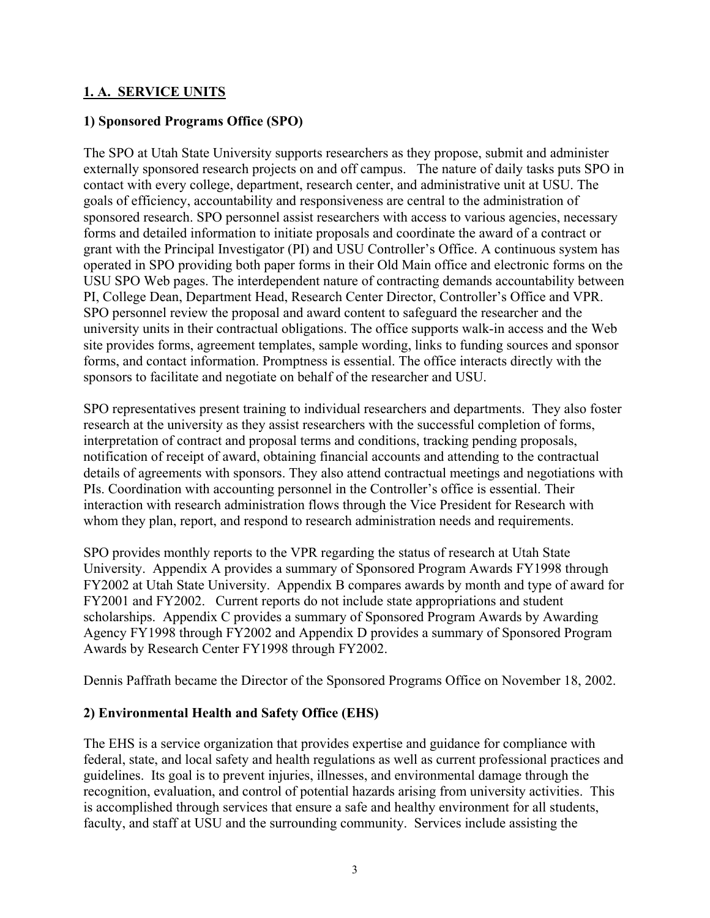## 1. A. SERVICE UNITS

### 1) Sponsored Programs Office (SPO)

The SPO at Utah State University supports researchers as they propose, submit and administer externally sponsored research projects on and off campus. The nature of daily tasks puts SPO in contact with every college, department, research center, and administrative unit at USU. The goals of efficiency, accountability and responsiveness are central to the administration of sponsored research. SPO personnel assist researchers with access to various agencies, necessary forms and detailed information to initiate proposals and coordinate the award of a contract or grant with the Principal Investigator (PI) and USU Controller's Office. A continuous system has operated in SPO providing both paper forms in their Old Main office and electronic forms on the USU SPO Web pages. The interdependent nature of contracting demands accountability between PI, College Dean, Department Head, Research Center Director, Controller's Office and VPR. SPO personnel review the proposal and award content to safeguard the researcher and the university units in their contractual obligations. The office supports walk-in access and the Web site provides forms, agreement templates, sample wording, links to funding sources and sponsor forms, and contact information. Promptness is essential. The office interacts directly with the sponsors to facilitate and negotiate on behalf of the researcher and USU.

SPO representatives present training to individual researchers and departments. They also foster research at the university as they assist researchers with the successful completion of forms, interpretation of contract and proposal terms and conditions, tracking pending proposals, notification of receipt of award, obtaining financial accounts and attending to the contractual details of agreements with sponsors. They also attend contractual meetings and negotiations with PIs. Coordination with accounting personnel in the Controller's office is essential. Their interaction with research administration flows through the Vice President for Research with whom they plan, report, and respond to research administration needs and requirements.

SPO provides monthly reports to the VPR regarding the status of research at Utah State University. Appendix A provides a summary of Sponsored Program Awards FY1998 through FY2002 at Utah State University. Appendix B compares awards by month and type of award for FY2001 and FY2002. Current reports do not include state appropriations and student scholarships. Appendix C provides a summary of Sponsored Program Awards by Awarding Agency FY1998 through FY2002 and Appendix D provides a summary of Sponsored Program Awards by Research Center FY1998 through FY2002.

Dennis Paffrath became the Director of the Sponsored Programs Office on November 18, 2002.

### 2) Environmental Health and Safety Office (EHS)

The EHS is a service organization that provides expertise and guidance for compliance with federal, state, and local safety and health regulations as well as current professional practices and guidelines. Its goal is to prevent injuries, illnesses, and environmental damage through the recognition, evaluation, and control of potential hazards arising from university activities. This is accomplished through services that ensure a safe and healthy environment for all students, faculty, and staff at USU and the surrounding community. Services include assisting the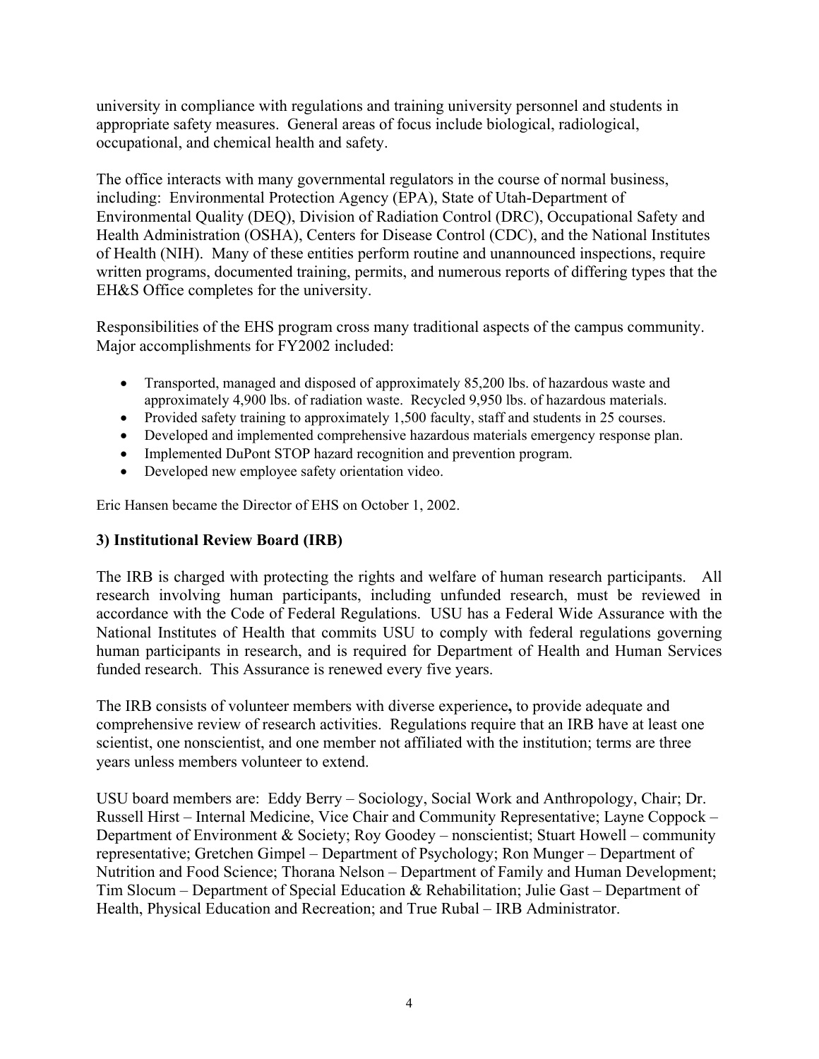university in compliance with regulations and training university personnel and students in appropriate safety measures. General areas of focus include biological, radiological, occupational, and chemical health and safety.

The office interacts with many governmental regulators in the course of normal business, including: Environmental Protection Agency (EPA), State of Utah-Department of Environmental Quality (DEQ), Division of Radiation Control (DRC), Occupational Safety and Health Administration (OSHA), Centers for Disease Control (CDC), and the National Institutes of Health (NIH). Many of these entities perform routine and unannounced inspections, require written programs, documented training, permits, and numerous reports of differing types that the EH&S Office completes for the university.

Responsibilities of the EHS program cross many traditional aspects of the campus community. Major accomplishments for FY2002 included:

- Transported, managed and disposed of approximately 85,200 lbs. of hazardous waste and approximately 4,900 lbs. of radiation waste. Recycled 9,950 lbs. of hazardous materials.
- Provided safety training to approximately 1,500 faculty, staff and students in 25 courses.
- Developed and implemented comprehensive hazardous materials emergency response plan.
- Implemented DuPont STOP hazard recognition and prevention program.
- Developed new employee safety orientation video.

Eric Hansen became the Director of EHS on October 1, 2002.

### 3) Institutional Review Board (IRB)

The IRB is charged with protecting the rights and welfare of human research participants. All research involving human participants, including unfunded research, must be reviewed in accordance with the Code of Federal Regulations. USU has a Federal Wide Assurance with the National Institutes of Health that commits USU to comply with federal regulations governing human participants in research, and is required for Department of Health and Human Services funded research. This Assurance is renewed every five years.

The IRB consists of volunteer members with diverse experience**,** to provide adequate and comprehensive review of research activities. Regulations require that an IRB have at least one scientist, one nonscientist, and one member not affiliated with the institution; terms are three years unless members volunteer to extend.

USU board members are: Eddy Berry – Sociology, Social Work and Anthropology, Chair; Dr. Russell Hirst – Internal Medicine, Vice Chair and Community Representative; Layne Coppock – Department of Environment & Society; Roy Goodey – nonscientist; Stuart Howell – community representative; Gretchen Gimpel – Department of Psychology; Ron Munger – Department of Nutrition and Food Science; Thorana Nelson – Department of Family and Human Development; Tim Slocum – Department of Special Education & Rehabilitation; Julie Gast – Department of Health, Physical Education and Recreation; and True Rubal – IRB Administrator.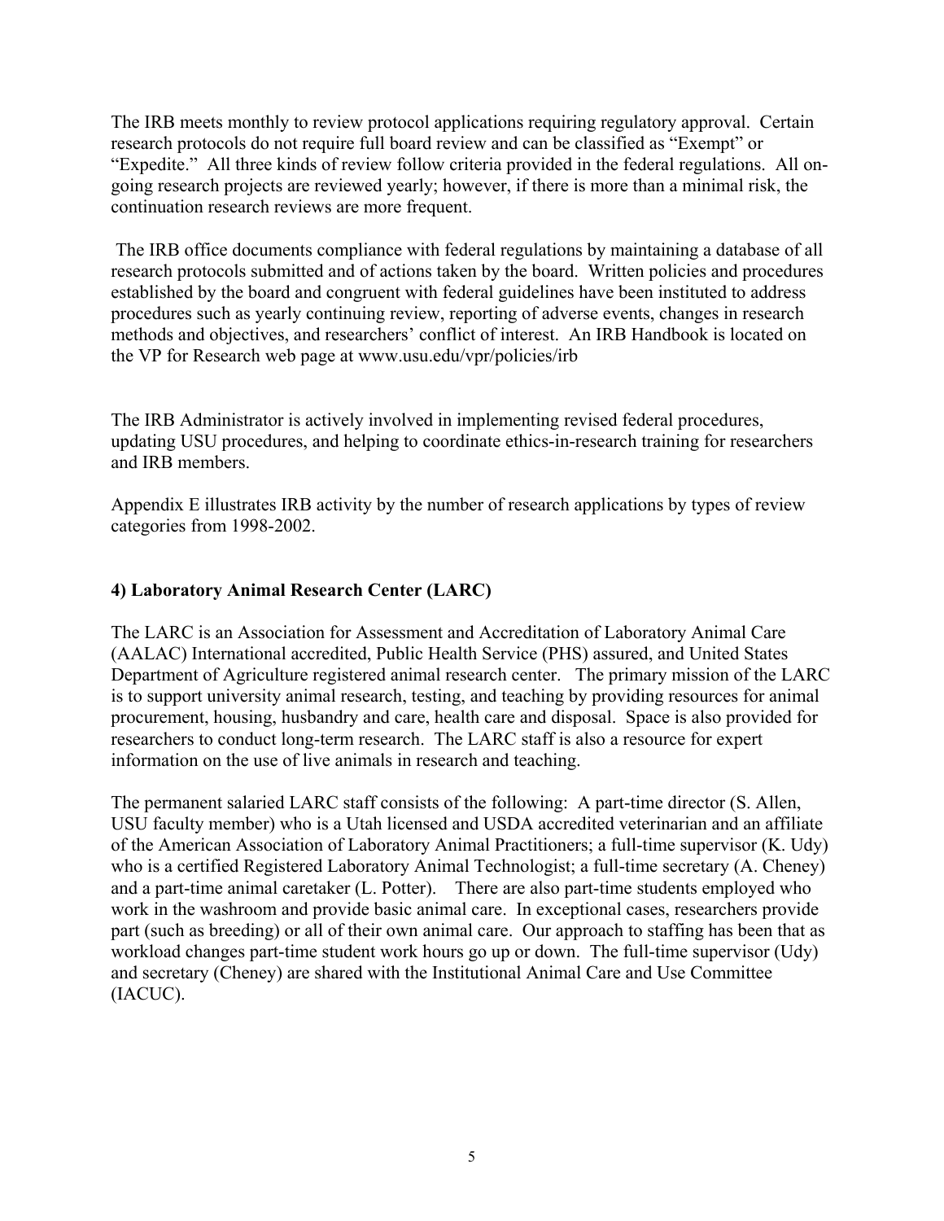The IRB meets monthly to review protocol applications requiring regulatory approval. Certain research protocols do not require full board review and can be classified as "Exempt" or "Expedite." All three kinds of review follow criteria provided in the federal regulations. All on-going research projects are reviewed yearly; however, if there is more than a minimal risk, the continuation research reviews are more frequent.

The IRB office documents compliance with federal regulations by maintaining a database of all research protocols submitted and of actions taken by the board. Written policies and procedures established by the board and congruent with federal guidelines have been instituted to address procedures such as yearly continuing review, reporting of adverse events, changes in research methods and objectives, and researchers' conflict of interest. An IRB Handbook is located on the VP for Research web page at www.usu.edu/vpr/policies/irb

The IRB Administrator is actively involved in implementing revised federal procedures, updating USU procedures, and helping to coordinate ethics-in-research training for researchers and IRB members.

Appendix E illustrates IRB activity by the number of research applications by types of review categories from 1998-2002.

**4) Laboratory Animal Research Center (LARC)**

The LARC is an Association for Assessment and Accreditation of Laboratory Animal Care (AALAC) International accredited, Public Health Service (PHS) assured, and United States Department of Agriculture registered animal research center. The primary mission of the LARC is to support university animal research, testing, and teaching by providing resources for animal procurement, housing, husbandry and care, health care and disposal. Space is also provided for researchers to conduct long-term research. The LARC staff is also a resource for expert information on the use of live animals in research and teaching.

The permanent salaried LARC staff consists of the following: A part-time director (S. Allen, USU faculty member) who is a Utah licensed and USDA accredited veterinarian and an affiliate of the American Association of Laboratory Animal Practitioners; a full-time supervisor (K. Udy) who is a certified Registered Laboratory Animal Technologist; a full-time secretary (A. Cheney) and a part-time animal caretaker (L. Potter). There are also part-time students employed who work in the washroom and provide basic animal care. In exceptional cases, researchers provide part (such as breeding) or all of their own animal care. Our approach to staffing has been that as workload changes part-time student work hours go up or down. The full-time supervisor (Udy) and secretary (Cheney) are shared with the Institutional Animal Care and Use Committee (IACUC).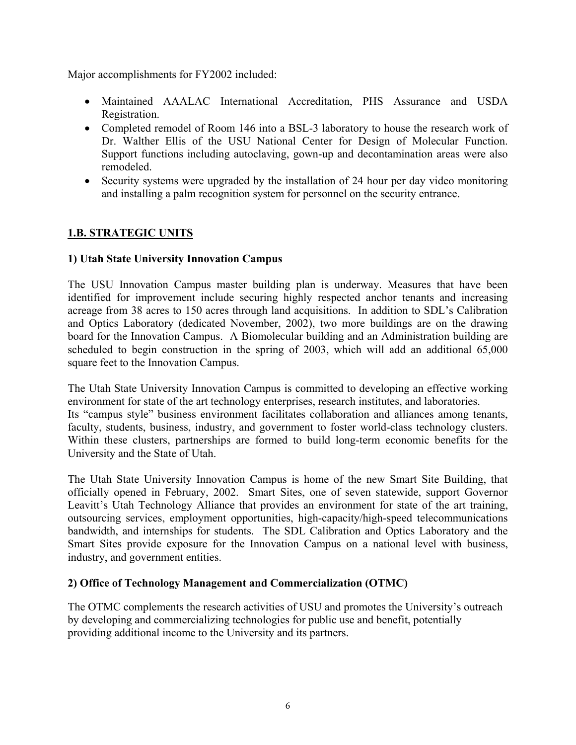Major accomplishments for FY2002 included:

- Maintained AAALAC International Accreditation, PHS Assurance and USDA Registration.
- Completed remodel of Room 146 into a BSL-3 laboratory to house the research work of Dr. Walther Ellis of the USU National Center for Design of Molecular Function. Support functions including autoclaving, gown-up and decontamination areas were also remodeled.
- Security systems were upgraded by the installation of 24 hour per day video monitoring and installing a palm recognition system for personnel on the security entrance.

## 1.B. STRATEGIC UNITS

### 1) Utah State University Innovation Campus

The USU Innovation Campus master building plan is underway. Measures that have been identified for improvement include securing highly respected anchor tenants and increasing acreage from 38 acres to 150 acres through land acquisitions. In addition to SDL's Calibration and Optics Laboratory (dedicated November, 2002), two more buildings are on the drawing board for the Innovation Campus. A Biomolecular building and an Administration building are scheduled to begin construction in the spring of 2003, which will add an additional 65,000 square feet to the Innovation Campus.

The Utah State University Innovation Campus is committed to developing an effective working environment for state of the art technology enterprises, research institutes, and laboratories. Its "campus style" business environment facilitates collaboration and alliances among tenants, faculty, students, business, industry, and government to foster world-class technology clusters. Within these clusters, partnerships are formed to build long-term economic benefits for the University and the State of Utah.

The Utah State University Innovation Campus is home of the new Smart Site Building, that officially opened in February, 2002. Smart Sites, one of seven statewide, support Governor Leavitt's Utah Technology Alliance that provides an environment for state of the art training, outsourcing services, employment opportunities, high-capacity/high-speed telecommunications bandwidth, and internships for students. The SDL Calibration and Optics Laboratory and the Smart Sites provide exposure for the Innovation Campus on a national level with business, industry, and government entities.

### 2) Office of Technology Management and Commercialization (OTMC)

The OTMC complements the research activities of USU and promotes the University's outreach by developing and commercializing technologies for public use and benefit, potentially providing additional income to the University and its partners.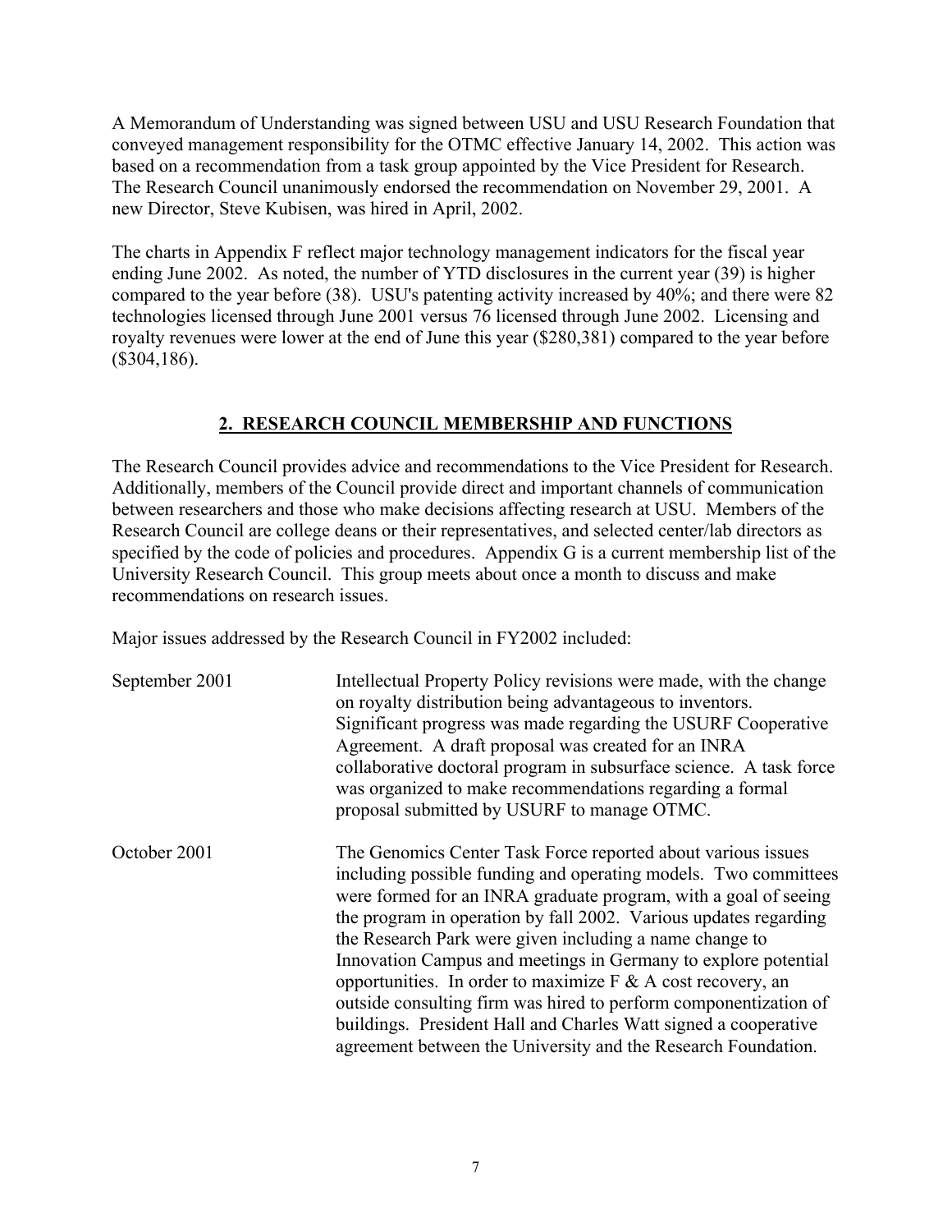A Memorandum of Understanding was signed between USU and USU Research Foundation that conveyed management responsibility for the OTMC effective January 14, 2002. This action was based on a recommendation from a task group appointed by the Vice President for Research. The Research Council unanimously endorsed the recommendation on November 29, 2001. A new Director, Steve Kubisen, was hired in April, 2002.

The charts in Appendix F reflect major technology management indicators for the fiscal year ending June 2002. As noted, the number of YTD disclosures in the current year (39) is higher compared to the year before (38). USU's patenting activity increased by 40%; and there were 82 technologies licensed through June 2001 versus 76 licensed through June 2002. Licensing and royalty revenues were lower at the end of June this year ($280,381) compared to the year before ($304,186).

## 2. RESEARCH COUNCIL MEMBERSHIP AND FUNCTIONS

The Research Council provides advice and recommendations to the Vice President for Research. Additionally, members of the Council provide direct and important channels of communication between researchers and those who make decisions affecting research at USU. Members of the Research Council are college deans or their representatives, and selected center/lab directors as specified by the code of policies and procedures. Appendix G is a current membership list of the University Research Council. This group meets about once a month to discuss and make recommendations on research issues.

Major issues addressed by the Research Council in FY2002 included:

| | |
|---|---|
| September 2001 | Intellectual Property Policy revisions were made, with the change on royalty distribution being advantageous to inventors. Significant progress was made regarding the USURF Cooperative Agreement. A draft proposal was created for an INRA collaborative doctoral program in subsurface science. A task force was organized to make recommendations regarding a formal proposal submitted by USURF to manage OTMC. |
| October 2001 | The Genomics Center Task Force reported about various issues including possible funding and operating models. Two committees were formed for an INRA graduate program, with a goal of seeing the program in operation by fall 2002. Various updates regarding the Research Park were given including a name change to Innovation Campus and meetings in Germany to explore potential opportunities. In order to maximize F & A cost recovery, an outside consulting firm was hired to perform componentization of buildings. President Hall and Charles Watt signed a cooperative agreement between the University and the Research Foundation. |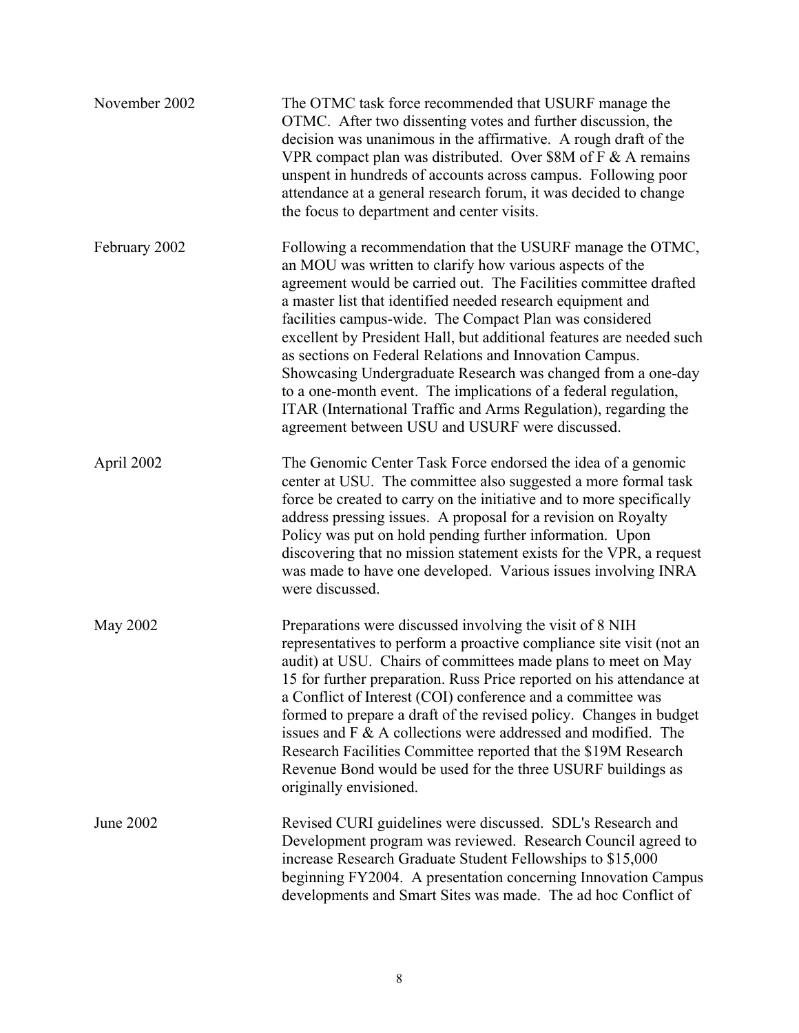| | |
|---|---|
| November 2002 | The OTMC task force recommended that USURF manage the OTMC. After two dissenting votes and further discussion, the decision was unanimous in the affirmative. A rough draft of the VPR compact plan was distributed. Over $8M of F & A remains unspent in hundreds of accounts across campus. Following poor attendance at a general research forum, it was decided to change the focus to department and center visits. |
| February 2002 | Following a recommendation that the USURF manage the OTMC, an MOU was written to clarify how various aspects of the agreement would be carried out. The Facilities committee drafted a master list that identified needed research equipment and facilities campus-wide. The Compact Plan was considered excellent by President Hall, but additional features are needed such as sections on Federal Relations and Innovation Campus. Showcasing Undergraduate Research was changed from a one-day to a one-month event. The implications of a federal regulation, ITAR (International Traffic and Arms Regulation), regarding the agreement between USU and USURF were discussed. |
| April 2002 | The Genomic Center Task Force endorsed the idea of a genomic center at USU. The committee also suggested a more formal task force be created to carry on the initiative and to more specifically address pressing issues. A proposal for a revision on Royalty Policy was put on hold pending further information. Upon discovering that no mission statement exists for the VPR, a request was made to have one developed. Various issues involving INRA were discussed. |
| May 2002 | Preparations were discussed involving the visit of 8 NIH representatives to perform a proactive compliance site visit (not an audit) at USU. Chairs of committees made plans to meet on May 15 for further preparation. Russ Price reported on his attendance at a Conflict of Interest (COI) conference and a committee was formed to prepare a draft of the revised policy. Changes in budget issues and F & A collections were addressed and modified. The Research Facilities Committee reported that the $19M Research Revenue Bond would be used for the three USURF buildings as originally envisioned. |
| June 2002 | Revised CURI guidelines were discussed. SDL's Research and Development program was reviewed. Research Council agreed to increase Research Graduate Student Fellowships to $15,000 beginning FY2004. A presentation concerning Innovation Campus developments and Smart Sites was made. The ad hoc Conflict of |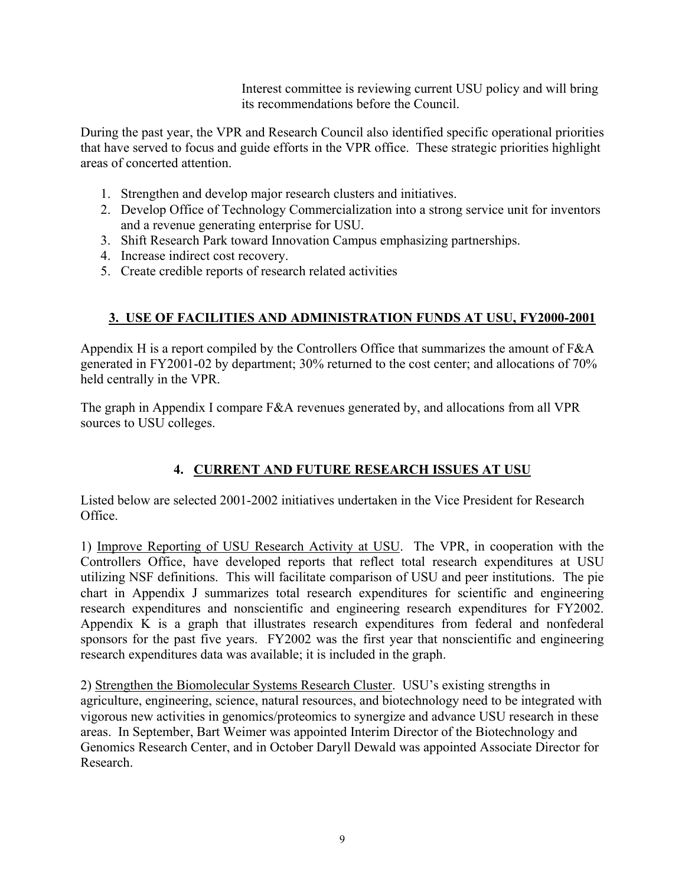Interest committee is reviewing current USU policy and will bring its recommendations before the Council.

During the past year, the VPR and Research Council also identified specific operational priorities that have served to focus and guide efforts in the VPR office. These strategic priorities highlight areas of concerted attention.

1. Strengthen and develop major research clusters and initiatives.
2. Develop Office of Technology Commercialization into a strong service unit for inventors and a revenue generating enterprise for USU.
3. Shift Research Park toward Innovation Campus emphasizing partnerships.
4. Increase indirect cost recovery.
5. Create credible reports of research related activities

## 3. USE OF FACILITIES AND ADMINISTRATION FUNDS AT USU, FY2000-2001

Appendix H is a report compiled by the Controllers Office that summarizes the amount of F&A generated in FY2001-02 by department; 30% returned to the cost center; and allocations of 70% held centrally in the VPR.

The graph in Appendix I compare F&A revenues generated by, and allocations from all VPR sources to USU colleges.

## 4. CURRENT AND FUTURE RESEARCH ISSUES AT USU

Listed below are selected 2001-2002 initiatives undertaken in the Vice President for Research Office.

1) Improve Reporting of USU Research Activity at USU. The VPR, in cooperation with the Controllers Office, have developed reports that reflect total research expenditures at USU utilizing NSF definitions. This will facilitate comparison of USU and peer institutions. The pie chart in Appendix J summarizes total research expenditures for scientific and engineering research expenditures and nonscientific and engineering research expenditures for FY2002. Appendix K is a graph that illustrates research expenditures from federal and nonfederal sponsors for the past five years. FY2002 was the first year that nonscientific and engineering research expenditures data was available; it is included in the graph.

2) Strengthen the Biomolecular Systems Research Cluster. USU's existing strengths in agriculture, engineering, science, natural resources, and biotechnology need to be integrated with vigorous new activities in genomics/proteomics to synergize and advance USU research in these areas. In September, Bart Weimer was appointed Interim Director of the Biotechnology and Genomics Research Center, and in October Daryll Dewald was appointed Associate Director for Research.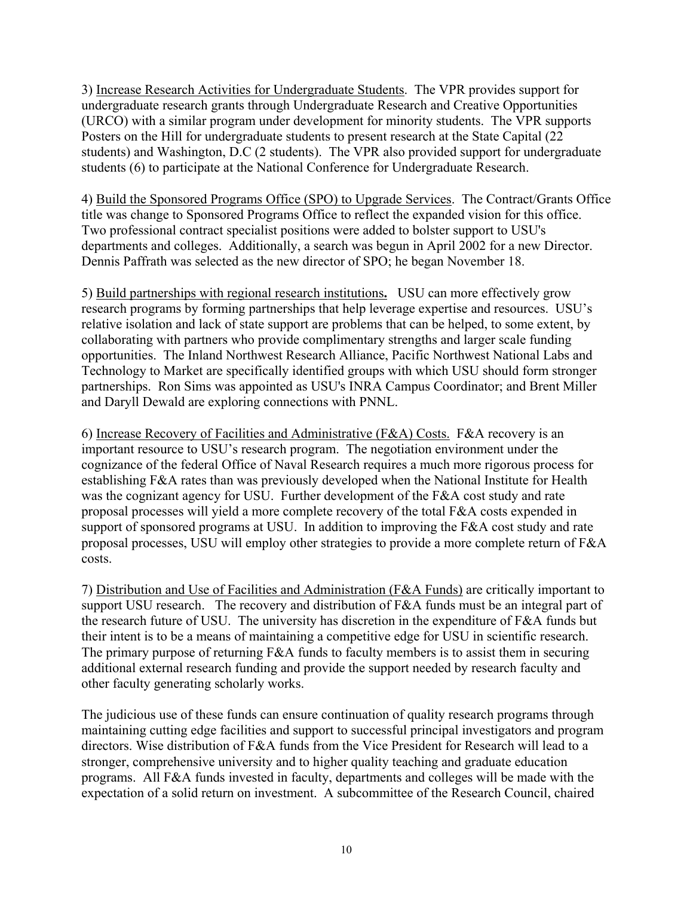3) Increase Research Activities for Undergraduate Students. The VPR provides support for undergraduate research grants through Undergraduate Research and Creative Opportunities (URCO) with a similar program under development for minority students. The VPR supports Posters on the Hill for undergraduate students to present research at the State Capital (22 students) and Washington, D.C (2 students). The VPR also provided support for undergraduate students (6) to participate at the National Conference for Undergraduate Research.

4) Build the Sponsored Programs Office (SPO) to Upgrade Services. The Contract/Grants Office title was change to Sponsored Programs Office to reflect the expanded vision for this office. Two professional contract specialist positions were added to bolster support to USU's departments and colleges. Additionally, a search was begun in April 2002 for a new Director. Dennis Paffrath was selected as the new director of SPO; he began November 18.

5) Build partnerships with regional research institutions**.** USU can more effectively grow research programs by forming partnerships that help leverage expertise and resources. USU's relative isolation and lack of state support are problems that can be helped, to some extent, by collaborating with partners who provide complimentary strengths and larger scale funding opportunities. The Inland Northwest Research Alliance, Pacific Northwest National Labs and Technology to Market are specifically identified groups with which USU should form stronger partnerships. Ron Sims was appointed as USU's INRA Campus Coordinator; and Brent Miller and Daryll Dewald are exploring connections with PNNL.

6) Increase Recovery of Facilities and Administrative (F&A) Costs. F&A recovery is an important resource to USU's research program. The negotiation environment under the cognizance of the federal Office of Naval Research requires a much more rigorous process for establishing F&A rates than was previously developed when the National Institute for Health was the cognizant agency for USU. Further development of the F&A cost study and rate proposal processes will yield a more complete recovery of the total F&A costs expended in support of sponsored programs at USU. In addition to improving the F&A cost study and rate proposal processes, USU will employ other strategies to provide a more complete return of F&A costs.

7) Distribution and Use of Facilities and Administration (F&A Funds) are critically important to support USU research. The recovery and distribution of F&A funds must be an integral part of the research future of USU. The university has discretion in the expenditure of F&A funds but their intent is to be a means of maintaining a competitive edge for USU in scientific research. The primary purpose of returning F&A funds to faculty members is to assist them in securing additional external research funding and provide the support needed by research faculty and other faculty generating scholarly works.

The judicious use of these funds can ensure continuation of quality research programs through maintaining cutting edge facilities and support to successful principal investigators and program directors. Wise distribution of F&A funds from the Vice President for Research will lead to a stronger, comprehensive university and to higher quality teaching and graduate education programs. All F&A funds invested in faculty, departments and colleges will be made with the expectation of a solid return on investment. A subcommittee of the Research Council, chaired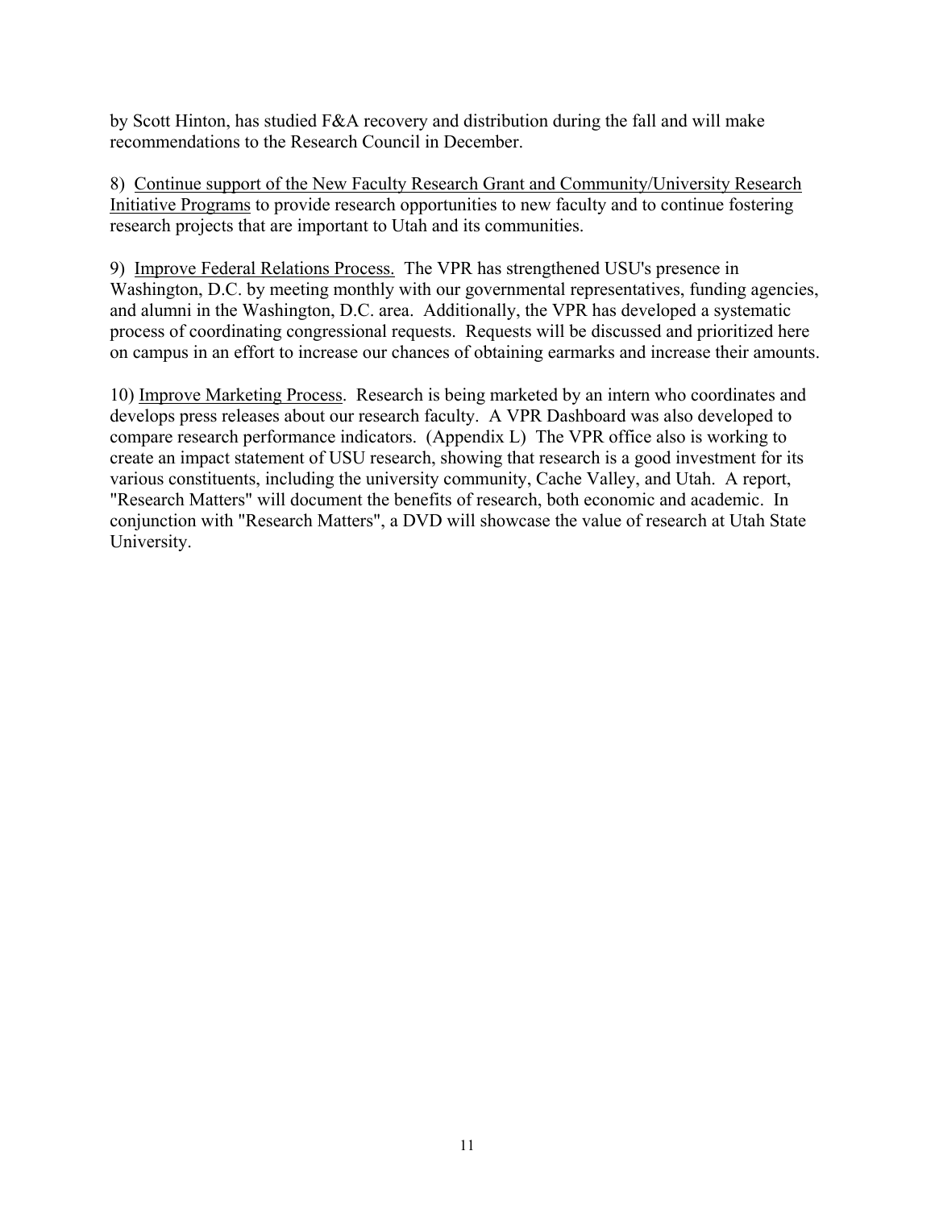by Scott Hinton, has studied F&A recovery and distribution during the fall and will make recommendations to the Research Council in December.

8) <u>Continue support of the New Faculty Research Grant and Community/University Research Initiative Programs</u> to provide research opportunities to new faculty and to continue fostering research projects that are important to Utah and its communities.

9) <u>Improve Federal Relations Process.</u> The VPR has strengthened USU's presence in Washington, D.C. by meeting monthly with our governmental representatives, funding agencies, and alumni in the Washington, D.C. area. Additionally, the VPR has developed a systematic process of coordinating congressional requests. Requests will be discussed and prioritized here on campus in an effort to increase our chances of obtaining earmarks and increase their amounts.

10) <u>Improve Marketing Process</u>. Research is being marketed by an intern who coordinates and develops press releases about our research faculty. A VPR Dashboard was also developed to compare research performance indicators. (Appendix L) The VPR office also is working to create an impact statement of USU research, showing that research is a good investment for its various constituents, including the university community, Cache Valley, and Utah. A report, "Research Matters" will document the benefits of research, both economic and academic. In conjunction with "Research Matters", a DVD will showcase the value of research at Utah State University.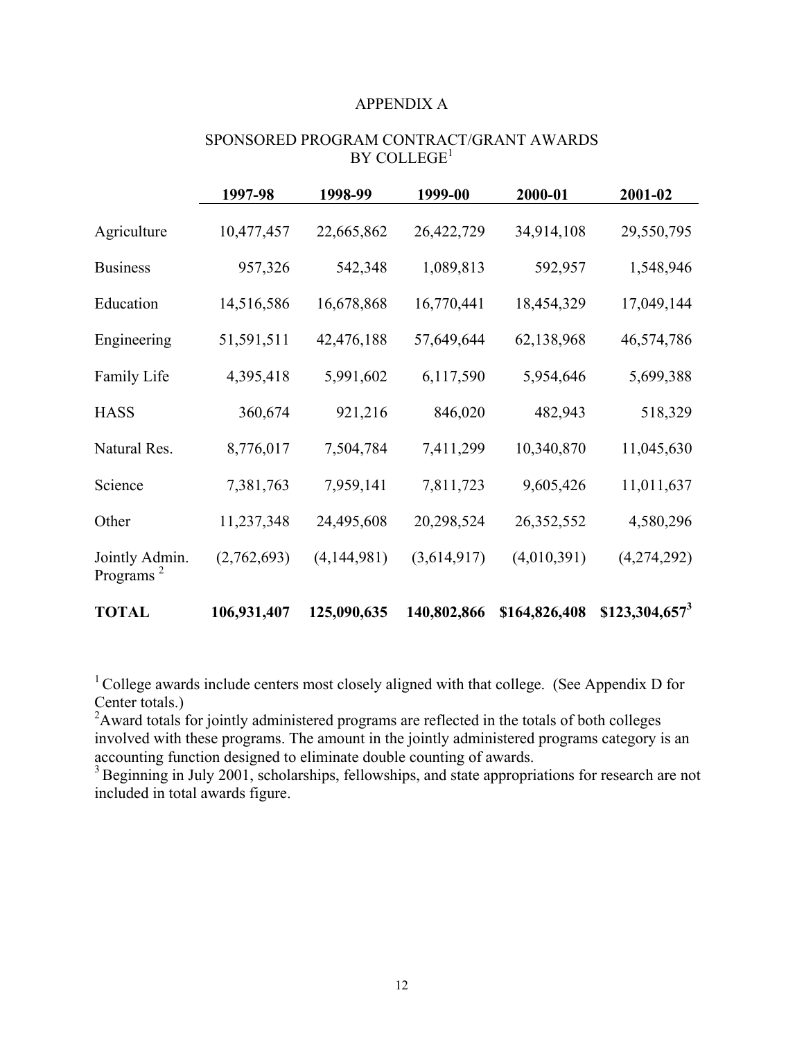# APPENDIX A

## SPONSORED PROGRAM CONTRACT/GRANT AWARDS BY COLLEGE[1]

| | 1997-98 | 1998-99 | 1999-00 | 2000-01 | 2001-02 |
|---|---|---|---|---|---|
| Agriculture | 10,477,457 | 22,665,862 | 26,422,729 | 34,914,108 | 29,550,795 |
| Business | 957,326 | 542,348 | 1,089,813 | 592,957 | 1,548,946 |
| Education | 14,516,586 | 16,678,868 | 16,770,441 | 18,454,329 | 17,049,144 |
| Engineering | 51,591,511 | 42,476,188 | 57,649,644 | 62,138,968 | 46,574,786 |
| Family Life | 4,395,418 | 5,991,602 | 6,117,590 | 5,954,646 | 5,699,388 |
| HASS | 360,674 | 921,216 | 846,020 | 482,943 | 518,329 |
| Natural Res. | 8,776,017 | 7,504,784 | 7,411,299 | 10,340,870 | 11,045,630 |
| Science | 7,381,763 | 7,959,141 | 7,811,723 | 9,605,426 | 11,011,637 |
| Other | 11,237,348 | 24,495,608 | 20,298,524 | 26,352,552 | 4,580,296 |
| Jointly Admin. Programs [2] | (2,762,693) | (4,144,981) | (3,614,917) | (4,010,391) | (4,274,292) |
| **TOTAL** | **106,931,407** | **125,090,635** | **140,802,866** | **$164,826,408** | **$123,304,657[3]** |

[1] College awards include centers most closely aligned with that college. (See Appendix D for Center totals.)
[2] Award totals for jointly administered programs are reflected in the totals of both colleges involved with these programs. The amount in the jointly administered programs category is an accounting function designed to eliminate double counting of awards.
[3] Beginning in July 2001, scholarships, fellowships, and state appropriations for research are not included in total awards figure.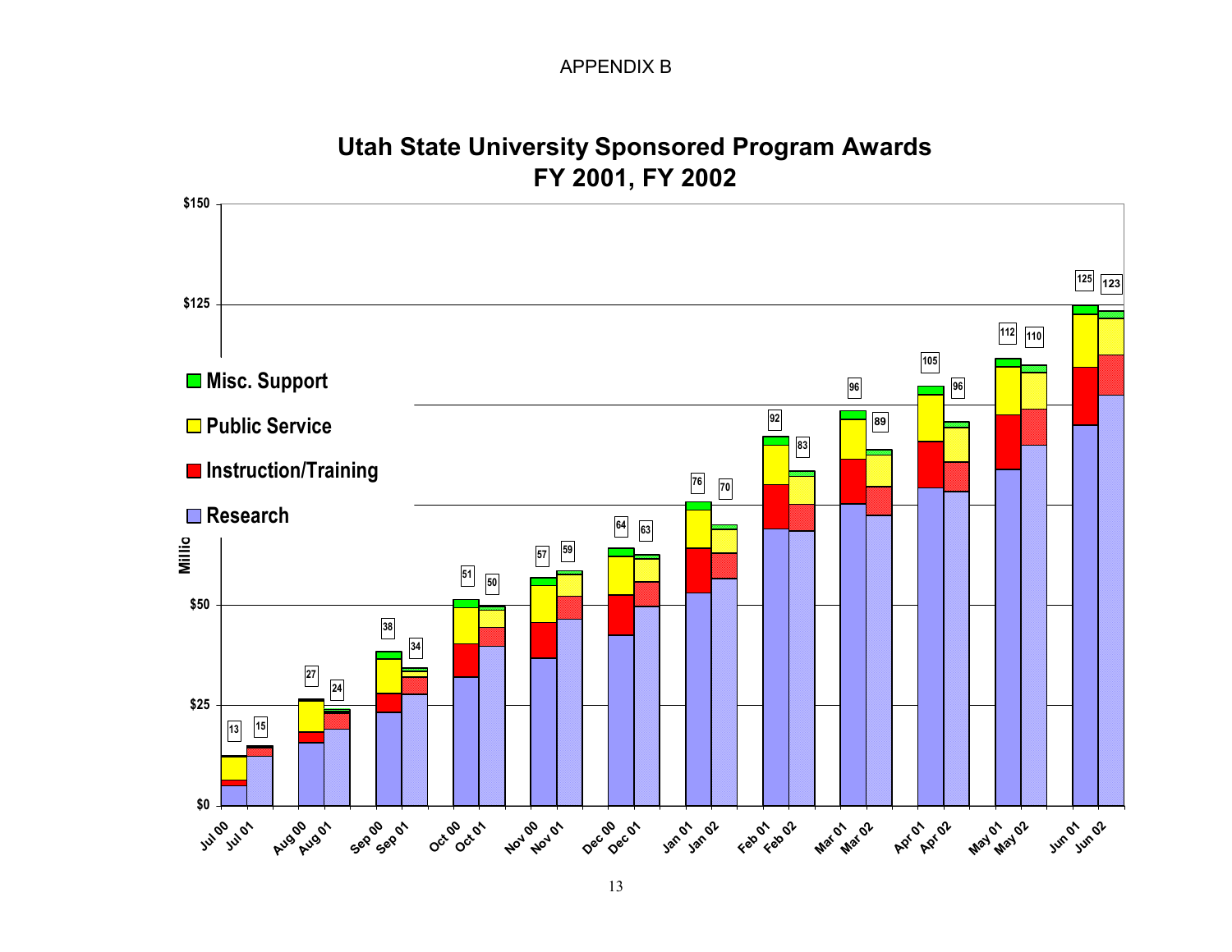APPENDIX B

# Utah State University Sponsored Program Awards
## FY 2001, FY 2002

Legend: Misc. Support; Public Service; Instruction/Training; Research

Y-axis: Millio[ns]; $0, $25, $50, $125, $150

| Month | Total (Millions) |
| --- | --- |
| Jul 00 | 13 |
| Jul 01 | 15 |
| Aug 00 | 27 |
| Aug 01 | 24 |
| Sep 00 | 38 |
| Sep 01 | 34 |
| Oct 00 | 51 |
| Oct 01 | 50 |
| Nov 00 | 57 |
| Nov 01 | 59 |
| Dec 00 | 64 |
| Dec 01 | 63 |
| Jan 01 | 76 |
| Jan 02 | 70 |
| Feb 01 | 92 |
| Feb 02 | 83 |
| Mar 01 | 96 |
| Mar 02 | 89 |
| Apr 01 | 105 |
| Apr 02 | 96 |
| May 01 | 112 |
| May 02 | 110 |
| Jun 01 | 125 |
| Jun 02 | 123 |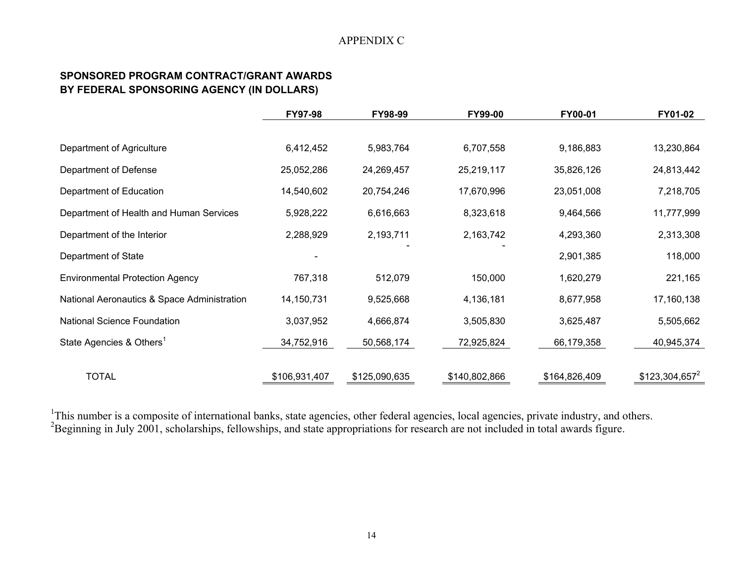APPENDIX C

**SPONSORED PROGRAM CONTRACT/GRANT AWARDS BY FEDERAL SPONSORING AGENCY (IN DOLLARS)**

| | FY97-98 | FY98-99 | FY99-00 | FY00-01 | FY01-02 |
|---|---|---|---|---|---|
| Department of Agriculture | 6,412,452 | 5,983,764 | 6,707,558 | 9,186,883 | 13,230,864 |
| Department of Defense | 25,052,286 | 24,269,457 | 25,219,117 | 35,826,126 | 24,813,442 |
| Department of Education | 14,540,602 | 20,754,246 | 17,670,996 | 23,051,008 | 7,218,705 |
| Department of Health and Human Services | 5,928,222 | 6,616,663 | 8,323,618 | 9,464,566 | 11,777,999 |
| Department of the Interior | 2,288,929 | 2,193,711 | 2,163,742 | 4,293,360 | 2,313,308 |
| Department of State | - | - | - | 2,901,385 | 118,000 |
| Environmental Protection Agency | 767,318 | 512,079 | 150,000 | 1,620,279 | 221,165 |
| National Aeronautics & Space Administration | 14,150,731 | 9,525,668 | 4,136,181 | 8,677,958 | 17,160,138 |
| National Science Foundation | 3,037,952 | 4,666,874 | 3,505,830 | 3,625,487 | 5,505,662 |
| State Agencies & Others[1] | 34,752,916 | 50,568,174 | 72,925,824 | 66,179,358 | 40,945,374 |
| TOTAL | $106,931,407 | $125,090,635 | $140,802,866 | $164,826,409 | $123,304,657[2] |

[1]This number is a composite of international banks, state agencies, other federal agencies, local agencies, private industry, and others.
[2]Beginning in July 2001, scholarships, fellowships, and state appropriations for research are not included in total awards figure.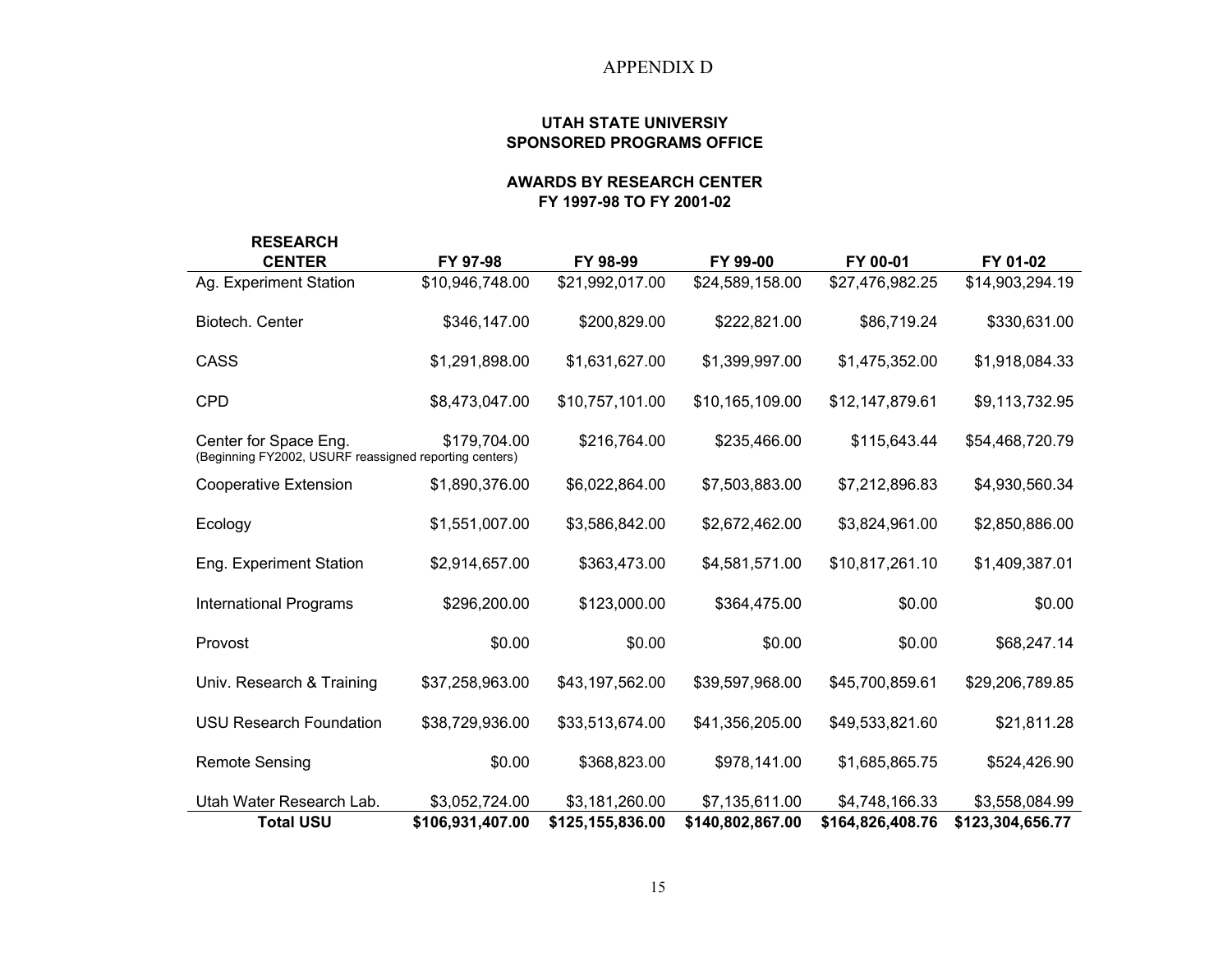# APPENDIX D

**UTAH STATE UNIVERSIY**
**SPONSORED PROGRAMS OFFICE**

**AWARDS BY RESEARCH CENTER**
**FY 1997-98 TO FY 2001-02**

| RESEARCH CENTER | FY 97-98 | FY 98-99 | FY 99-00 | FY 00-01 | FY 01-02 |
|---|---|---|---|---|---|
| Ag. Experiment Station | $10,946,748.00 | $21,992,017.00 | $24,589,158.00 | $27,476,982.25 | $14,903,294.19 |
| Biotech. Center | $346,147.00 | $200,829.00 | $222,821.00 | $86,719.24 | $330,631.00 |
| CASS | $1,291,898.00 | $1,631,627.00 | $1,399,997.00 | $1,475,352.00 | $1,918,084.33 |
| CPD | $8,473,047.00 | $10,757,101.00 | $10,165,109.00 | $12,147,879.61 | $9,113,732.95 |
| Center for Space Eng. (Beginning FY2002, USURF reassigned reporting centers) | $179,704.00 | $216,764.00 | $235,466.00 | $115,643.44 | $54,468,720.79 |
| Cooperative Extension | $1,890,376.00 | $6,022,864.00 | $7,503,883.00 | $7,212,896.83 | $4,930,560.34 |
| Ecology | $1,551,007.00 | $3,586,842.00 | $2,672,462.00 | $3,824,961.00 | $2,850,886.00 |
| Eng. Experiment Station | $2,914,657.00 | $363,473.00 | $4,581,571.00 | $10,817,261.10 | $1,409,387.01 |
| International Programs | $296,200.00 | $123,000.00 | $364,475.00 | $0.00 | $0.00 |
| Provost | $0.00 | $0.00 | $0.00 | $0.00 | $68,247.14 |
| Univ. Research & Training | $37,258,963.00 | $43,197,562.00 | $39,597,968.00 | $45,700,859.61 | $29,206,789.85 |
| USU Research Foundation | $38,729,936.00 | $33,513,674.00 | $41,356,205.00 | $49,533,821.60 | $21,811.28 |
| Remote Sensing | $0.00 | $368,823.00 | $978,141.00 | $1,685,865.75 | $524,426.90 |
| Utah Water Research Lab. | $3,052,724.00 | $3,181,260.00 | $7,135,611.00 | $4,748,166.33 | $3,558,084.99 |
| **Total USU** | **$106,931,407.00** | **$125,155,836.00** | **$140,802,867.00** | **$164,826,408.76** | **$123,304,656.77** |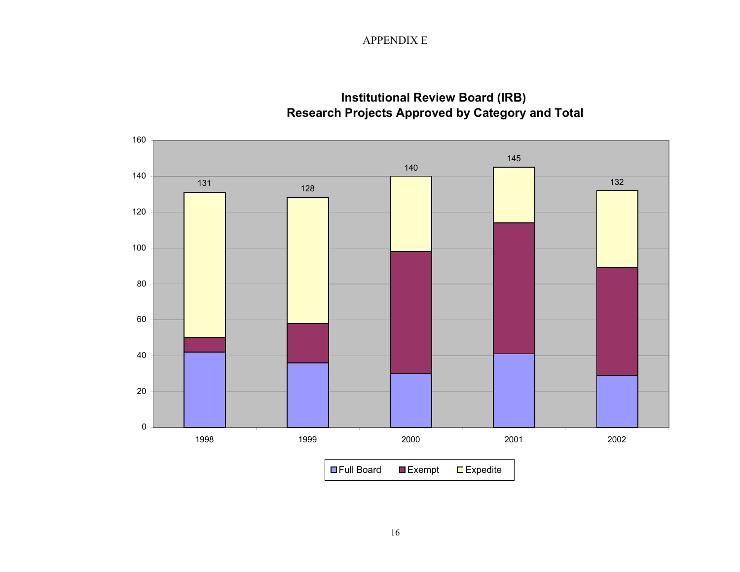APPENDIX E

**Institutional Review Board (IRB)**
**Research Projects Approved by Category and Total**

| Year | Total |
|---|---|
| 1998 | 131 |
| 1999 | 128 |
| 2000 | 140 |
| 2001 | 145 |
| 2002 | 132 |

Full Board · Exempt · Expedite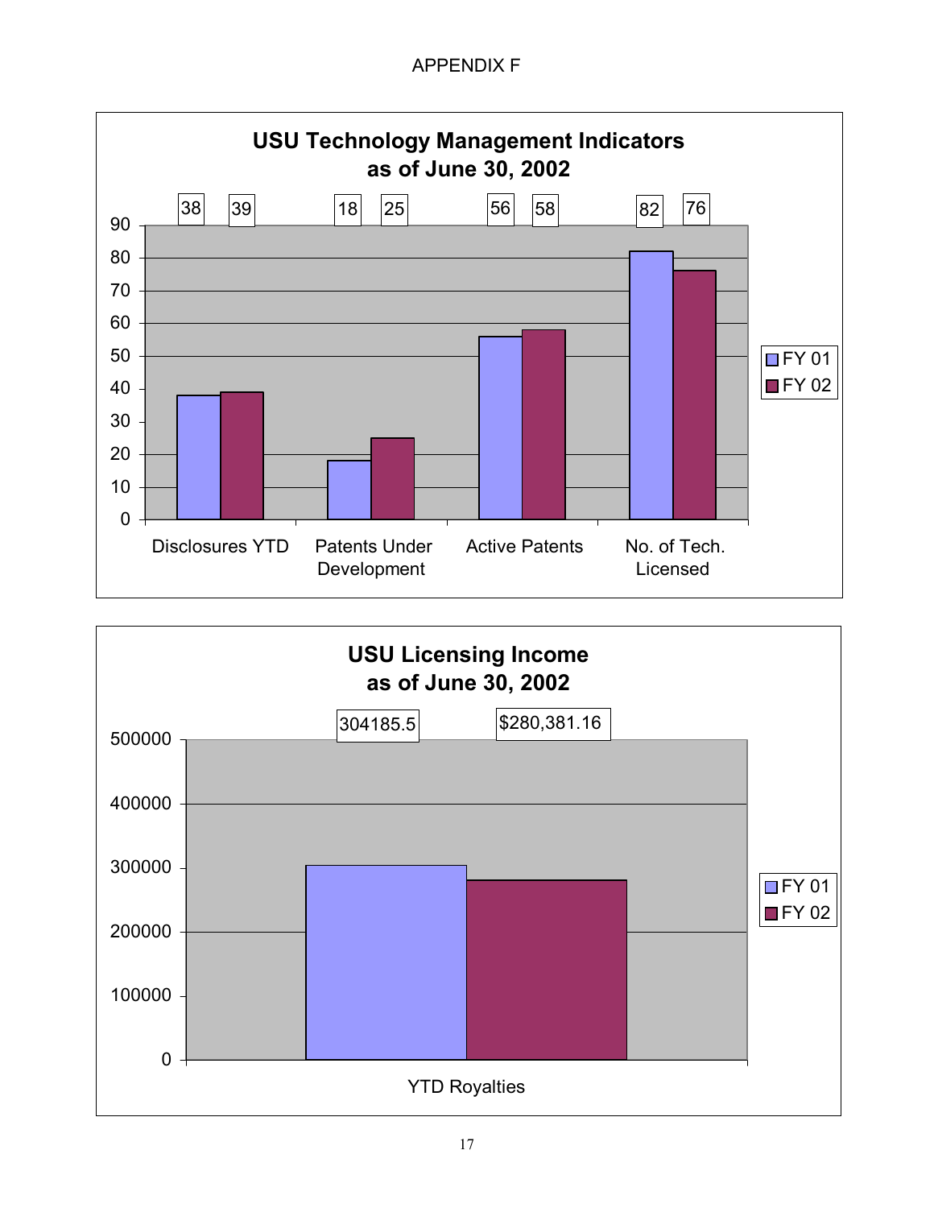# APPENDIX F

## USU Technology Management Indicators as of June 30, 2002

| | FY 01 | FY 02 |
|---|---|---|
| Disclosures YTD | 38 | 39 |
| Patents Under Development | 18 | 25 |
| Active Patents | 56 | 58 |
| No. of Tech. Licensed | 82 | 76 |

## USU Licensing Income as of June 30, 2002

| | FY 01 | FY 02 |
|---|---|---|
| YTD Royalties | 304185.5 | $280,381.16 |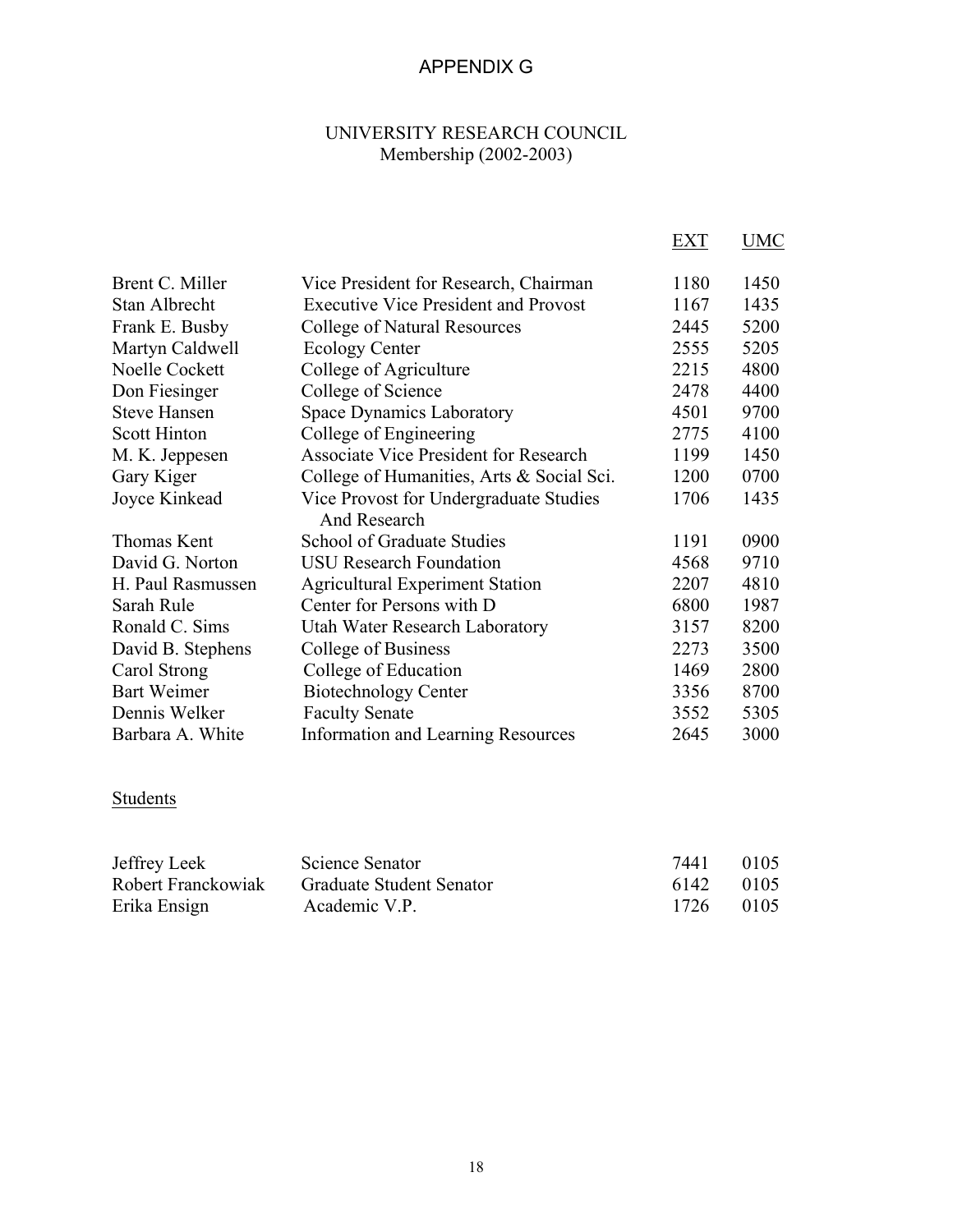# APPENDIX G

## UNIVERSITY RESEARCH COUNCIL
Membership (2002-2003)

| Name | Position | EXT | UMC |
|---|---|---|---|
| Brent C. Miller | Vice President for Research, Chairman | 1180 | 1450 |
| Stan Albrecht | Executive Vice President and Provost | 1167 | 1435 |
| Frank E. Busby | College of Natural Resources | 2445 | 5200 |
| Martyn Caldwell | Ecology Center | 2555 | 5205 |
| Noelle Cockett | College of Agriculture | 2215 | 4800 |
| Don Fiesinger | College of Science | 2478 | 4400 |
| Steve Hansen | Space Dynamics Laboratory | 4501 | 9700 |
| Scott Hinton | College of Engineering | 2775 | 4100 |
| M. K. Jeppesen | Associate Vice President for Research | 1199 | 1450 |
| Gary Kiger | College of Humanities, Arts & Social Sci. | 1200 | 0700 |
| Joyce Kinkead | Vice Provost for Undergraduate Studies And Research | 1706 | 1435 |
| Thomas Kent | School of Graduate Studies | 1191 | 0900 |
| David G. Norton | USU Research Foundation | 4568 | 9710 |
| H. Paul Rasmussen | Agricultural Experiment Station | 2207 | 4810 |
| Sarah Rule | Center for Persons with D | 6800 | 1987 |
| Ronald C. Sims | Utah Water Research Laboratory | 3157 | 8200 |
| David B. Stephens | College of Business | 2273 | 3500 |
| Carol Strong | College of Education | 1469 | 2800 |
| Bart Weimer | Biotechnology Center | 3356 | 8700 |
| Dennis Welker | Faculty Senate | 3552 | 5305 |
| Barbara A. White | Information and Learning Resources | 2645 | 3000 |

### Students

| Name | Position | EXT | UMC |
|---|---|---|---|
| Jeffrey Leek | Science Senator | 7441 | 0105 |
| Robert Franckowiak | Graduate Student Senator | 6142 | 0105 |
| Erika Ensign | Academic V.P. | 1726 | 0105 |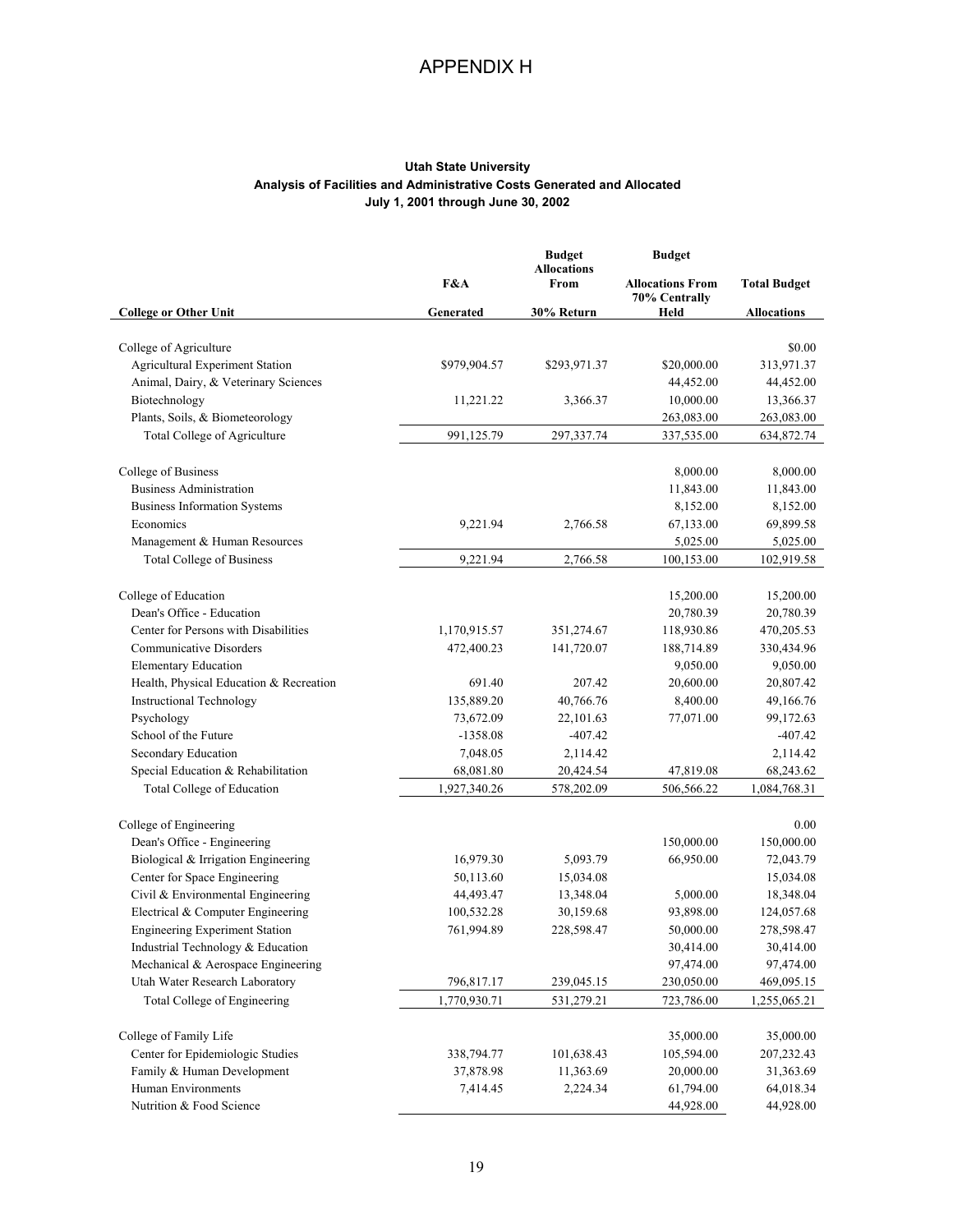# APPENDIX H

**Utah State University**
**Analysis of Facilities and Administrative Costs Generated and Allocated**
**July 1, 2001 through June 30, 2002**

| College or Other Unit | F&A Generated | Budget Allocations From 30% Return | Budget Allocations From 70% Centrally Held | Total Budget Allocations |
|---|---|---|---|---|
| College of Agriculture | | | | $0.00 |
| Agricultural Experiment Station | $979,904.57 | $293,971.37 | $20,000.00 | 313,971.37 |
| Animal, Dairy, & Veterinary Sciences | | | 44,452.00 | 44,452.00 |
| Biotechnology | 11,221.22 | 3,366.37 | 10,000.00 | 13,366.37 |
| Plants, Soils, & Biometeorology | | | 263,083.00 | 263,083.00 |
| Total College of Agriculture | 991,125.79 | 297,337.74 | 337,535.00 | 634,872.74 |
| | | | | |
| College of Business | | | 8,000.00 | 8,000.00 |
| Business Administration | | | 11,843.00 | 11,843.00 |
| Business Information Systems | | | 8,152.00 | 8,152.00 |
| Economics | 9,221.94 | 2,766.58 | 67,133.00 | 69,899.58 |
| Management & Human Resources | | | 5,025.00 | 5,025.00 |
| Total College of Business | 9,221.94 | 2,766.58 | 100,153.00 | 102,919.58 |
| | | | | |
| College of Education | | | 15,200.00 | 15,200.00 |
| Dean's Office - Education | | | 20,780.39 | 20,780.39 |
| Center for Persons with Disabilities | 1,170,915.57 | 351,274.67 | 118,930.86 | 470,205.53 |
| Communicative Disorders | 472,400.23 | 141,720.07 | 188,714.89 | 330,434.96 |
| Elementary Education | | | 9,050.00 | 9,050.00 |
| Health, Physical Education & Recreation | 691.40 | 207.42 | 20,600.00 | 20,807.42 |
| Instructional Technology | 135,889.20 | 40,766.76 | 8,400.00 | 49,166.76 |
| Psychology | 73,672.09 | 22,101.63 | 77,071.00 | 99,172.63 |
| School of the Future | -1358.08 | -407.42 | | -407.42 |
| Secondary Education | 7,048.05 | 2,114.42 | | 2,114.42 |
| Special Education & Rehabilitation | 68,081.80 | 20,424.54 | 47,819.08 | 68,243.62 |
| Total College of Education | 1,927,340.26 | 578,202.09 | 506,566.22 | 1,084,768.31 |
| | | | | |
| College of Engineering | | | | 0.00 |
| Dean's Office - Engineering | | | 150,000.00 | 150,000.00 |
| Biological & Irrigation Engineering | 16,979.30 | 5,093.79 | 66,950.00 | 72,043.79 |
| Center for Space Engineering | 50,113.60 | 15,034.08 | | 15,034.08 |
| Civil & Environmental Engineering | 44,493.47 | 13,348.04 | 5,000.00 | 18,348.04 |
| Electrical & Computer Engineering | 100,532.28 | 30,159.68 | 93,898.00 | 124,057.68 |
| Engineering Experiment Station | 761,994.89 | 228,598.47 | 50,000.00 | 278,598.47 |
| Industrial Technology & Education | | | 30,414.00 | 30,414.00 |
| Mechanical & Aerospace Engineering | | | 97,474.00 | 97,474.00 |
| Utah Water Research Laboratory | 796,817.17 | 239,045.15 | 230,050.00 | 469,095.15 |
| Total College of Engineering | 1,770,930.71 | 531,279.21 | 723,786.00 | 1,255,065.21 |
| | | | | |
| College of Family Life | | | 35,000.00 | 35,000.00 |
| Center for Epidemiologic Studies | 338,794.77 | 101,638.43 | 105,594.00 | 207,232.43 |
| Family & Human Development | 37,878.98 | 11,363.69 | 20,000.00 | 31,363.69 |
| Human Environments | 7,414.45 | 2,224.34 | 61,794.00 | 64,018.34 |
| Nutrition & Food Science | | | 44,928.00 | 44,928.00 |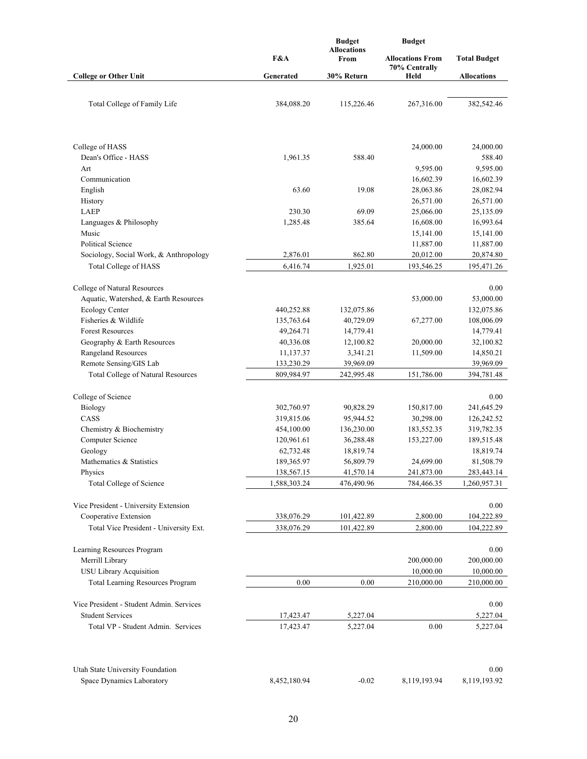| College or Other Unit | F&A Generated | Budget Allocations From 30% Return | Budget Allocations From 70% Centrally Held | Total Budget Allocations |
|---|---|---|---|---|
| Total College of Family Life | 384,088.20 | 115,226.46 | 267,316.00 | 382,542.46 |
| | | | | |
| College of HASS | | | 24,000.00 | 24,000.00 |
| Dean's Office - HASS | 1,961.35 | 588.40 | | 588.40 |
| Art | | | 9,595.00 | 9,595.00 |
| Communication | | | 16,602.39 | 16,602.39 |
| English | 63.60 | 19.08 | 28,063.86 | 28,082.94 |
| History | | | 26,571.00 | 26,571.00 |
| LAEP | 230.30 | 69.09 | 25,066.00 | 25,135.09 |
| Languages & Philosophy | 1,285.48 | 385.64 | 16,608.00 | 16,993.64 |
| Music | | | 15,141.00 | 15,141.00 |
| Political Science | | | 11,887.00 | 11,887.00 |
| Sociology, Social Work, & Anthropology | 2,876.01 | 862.80 | 20,012.00 | 20,874.80 |
| Total College of HASS | 6,416.74 | 1,925.01 | 193,546.25 | 195,471.26 |
| | | | | |
| College of Natural Resources | | | | 0.00 |
| Aquatic, Watershed, & Earth Resources | | | 53,000.00 | 53,000.00 |
| Ecology Center | 440,252.88 | 132,075.86 | | 132,075.86 |
| Fisheries & Wildlife | 135,763.64 | 40,729.09 | 67,277.00 | 108,006.09 |
| Forest Resources | 49,264.71 | 14,779.41 | | 14,779.41 |
| Geography & Earth Resources | 40,336.08 | 12,100.82 | 20,000.00 | 32,100.82 |
| Rangeland Resources | 11,137.37 | 3,341.21 | 11,509.00 | 14,850.21 |
| Remote Sensing/GIS Lab | 133,230.29 | 39,969.09 | | 39,969.09 |
| Total College of Natural Resources | 809,984.97 | 242,995.48 | 151,786.00 | 394,781.48 |
| | | | | |
| College of Science | | | | 0.00 |
| Biology | 302,760.97 | 90,828.29 | 150,817.00 | 241,645.29 |
| CASS | 319,815.06 | 95,944.52 | 30,298.00 | 126,242.52 |
| Chemistry & Biochemistry | 454,100.00 | 136,230.00 | 183,552.35 | 319,782.35 |
| Computer Science | 120,961.61 | 36,288.48 | 153,227.00 | 189,515.48 |
| Geology | 62,732.48 | 18,819.74 | | 18,819.74 |
| Mathematics & Statistics | 189,365.97 | 56,809.79 | 24,699.00 | 81,508.79 |
| Physics | 138,567.15 | 41,570.14 | 241,873.00 | 283,443.14 |
| Total College of Science | 1,588,303.24 | 476,490.96 | 784,466.35 | 1,260,957.31 |
| | | | | |
| Vice President - University Extension | | | | 0.00 |
| Cooperative Extension | 338,076.29 | 101,422.89 | 2,800.00 | 104,222.89 |
| Total Vice President - University Ext. | 338,076.29 | 101,422.89 | 2,800.00 | 104,222.89 |
| | | | | |
| Learning Resources Program | | | | 0.00 |
| Merrill Library | | | 200,000.00 | 200,000.00 |
| USU Library Acquisition | | | 10,000.00 | 10,000.00 |
| Total Learning Resources Program | 0.00 | 0.00 | 210,000.00 | 210,000.00 |
| | | | | |
| Vice President - Student Admin. Services | | | | 0.00 |
| Student Services | 17,423.47 | 5,227.04 | | 5,227.04 |
| Total VP - Student Admin. Services | 17,423.47 | 5,227.04 | 0.00 | 5,227.04 |
| | | | | |
| Utah State University Foundation | | | | 0.00 |
| Space Dynamics Laboratory | 8,452,180.94 | -0.02 | 8,119,193.94 | 8,119,193.92 |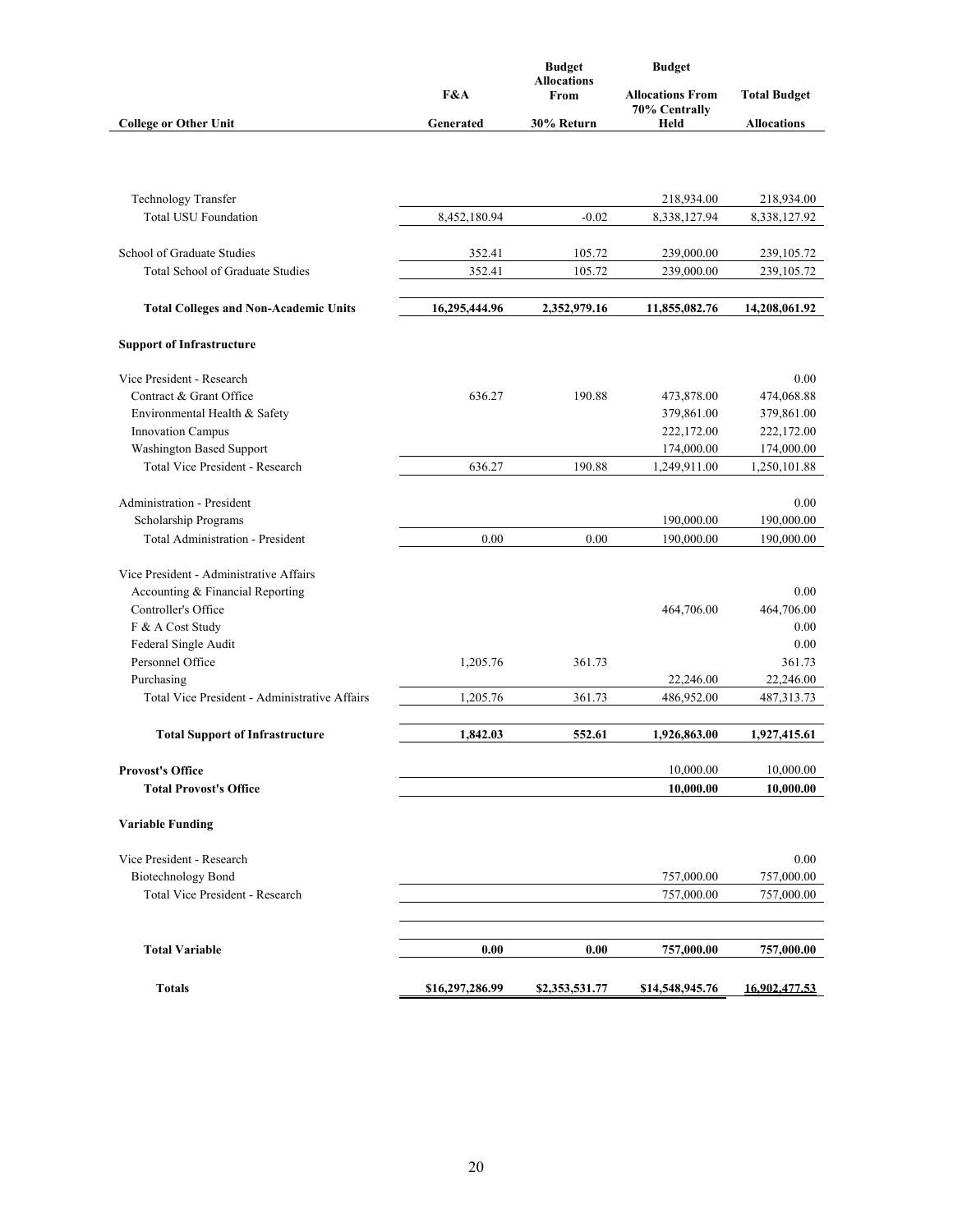| College or Other Unit | F&A Generated | Budget Allocations From 30% Return | Budget Allocations From 70% Centrally Held | Total Budget Allocations |
|---|---|---|---|---|
| Technology Transfer | | | 218,934.00 | 218,934.00 |
| Total USU Foundation | 8,452,180.94 | -0.02 | 8,338,127.94 | 8,338,127.92 |
| School of Graduate Studies | 352.41 | 105.72 | 239,000.00 | 239,105.72 |
| Total School of Graduate Studies | 352.41 | 105.72 | 239,000.00 | 239,105.72 |
| **Total Colleges and Non-Academic Units** | **16,295,444.96** | **2,352,979.16** | **11,855,082.76** | **14,208,061.92** |
| **Support of Infrastructure** | | | | |
| Vice President - Research | | | | 0.00 |
| Contract & Grant Office | 636.27 | 190.88 | 473,878.00 | 474,068.88 |
| Environmental Health & Safety | | | 379,861.00 | 379,861.00 |
| Innovation Campus | | | 222,172.00 | 222,172.00 |
| Washington Based Support | | | 174,000.00 | 174,000.00 |
| Total Vice President - Research | 636.27 | 190.88 | 1,249,911.00 | 1,250,101.88 |
| Administration - President | | | | 0.00 |
| Scholarship Programs | | | 190,000.00 | 190,000.00 |
| Total Administration - President | 0.00 | 0.00 | 190,000.00 | 190,000.00 |
| Vice President - Administrative Affairs | | | | |
| Accounting & Financial Reporting | | | | 0.00 |
| Controller's Office | | | 464,706.00 | 464,706.00 |
| F & A Cost Study | | | | 0.00 |
| Federal Single Audit | | | | 0.00 |
| Personnel Office | 1,205.76 | 361.73 | | 361.73 |
| Purchasing | | | 22,246.00 | 22,246.00 |
| Total Vice President - Administrative Affairs | 1,205.76 | 361.73 | 486,952.00 | 487,313.73 |
| **Total Support of Infrastructure** | **1,842.03** | **552.61** | **1,926,863.00** | **1,927,415.61** |
| **Provost's Office** | | | 10,000.00 | 10,000.00 |
| **Total Provost's Office** | | | **10,000.00** | **10,000.00** |
| **Variable Funding** | | | | |
| Vice President - Research | | | | 0.00 |
| Biotechnology Bond | | | 757,000.00 | 757,000.00 |
| Total Vice President - Research | | | 757,000.00 | 757,000.00 |
| **Total Variable** | **0.00** | **0.00** | **757,000.00** | **757,000.00** |
| **Totals** | **$16,297,286.99** | **$2,353,531.77** | **$14,548,945.76** | **16,902,477.53** |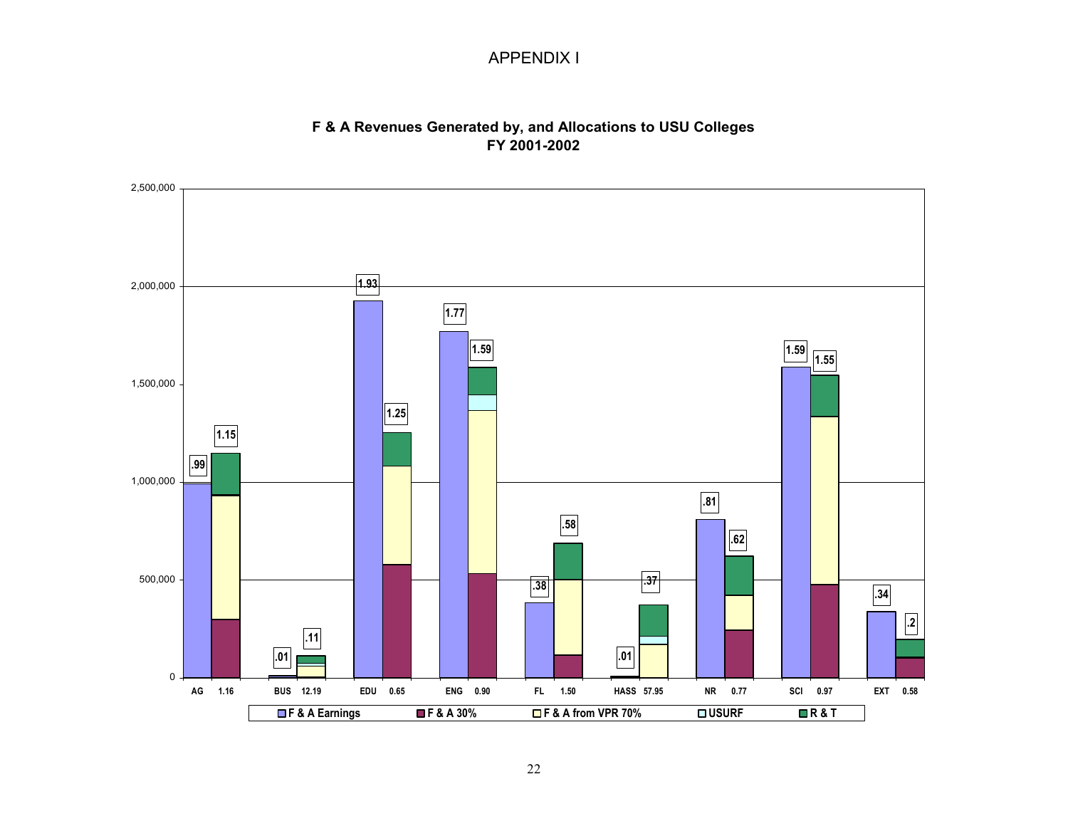# APPENDIX I

**F & A Revenues Generated by, and Allocations to USU Colleges**
**FY 2001-2002**

| College | Ratio | F & A Earnings (millions) | Allocation Total (millions) |
|---|---|---|---|
| AG | 1.16 | .99 | 1.15 |
| BUS | 12.19 | .01 | .11 |
| EDU | 0.65 | 1.93 | 1.25 |
| ENG | 0.90 | 1.77 | 1.59 |
| FL | 1.50 | .38 | .58 |
| HASS | 57.95 | .01 | .37 |
| NR | 0.77 | .81 | .62 |
| SCI | 0.97 | 1.59 | 1.55 |
| EXT | 0.58 | .34 | .2 |

Legend: F & A Earnings; F & A 30%; F & A from VPR 70%; USURF; R & T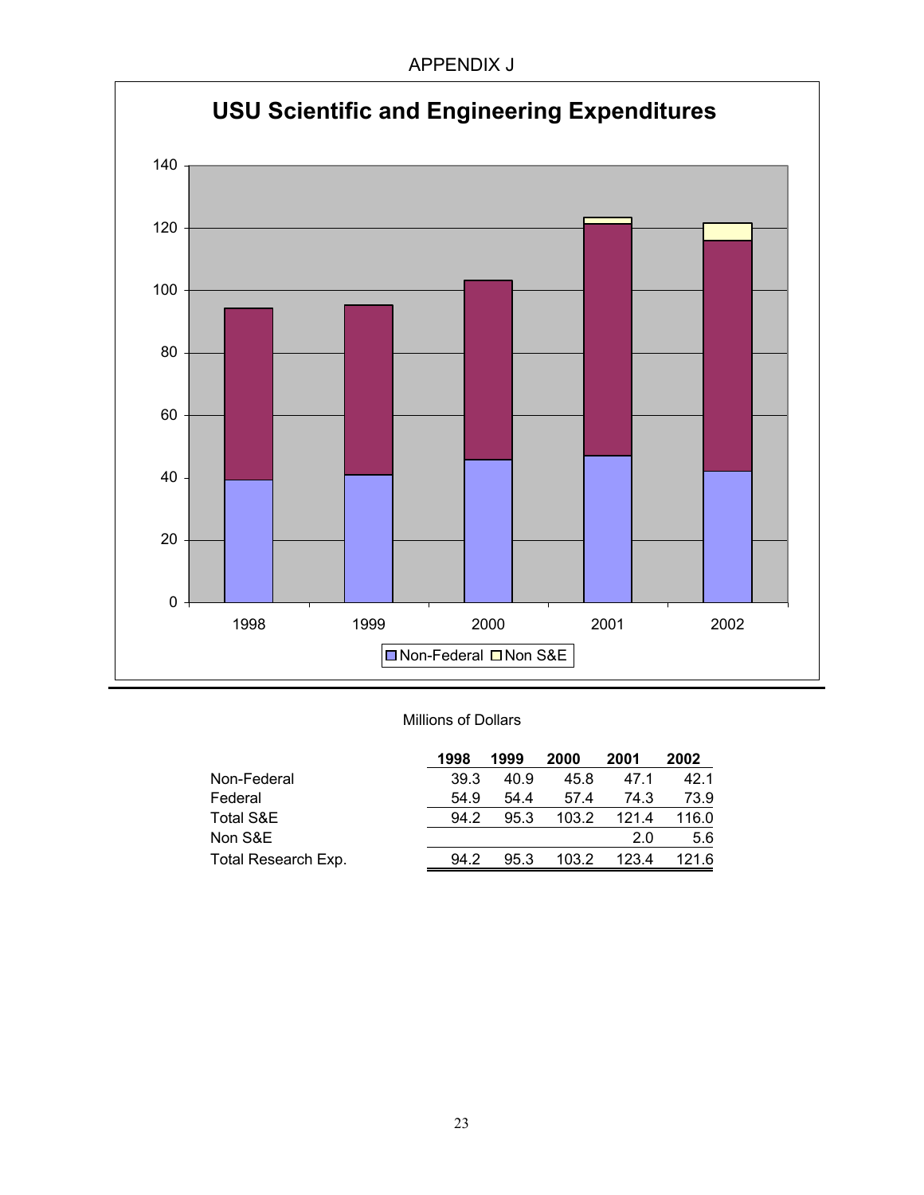APPENDIX J

## USU Scientific and Engineering Expenditures

Millions of Dollars

| | 1998 | 1999 | 2000 | 2001 | 2002 |
|---|---|---|---|---|---|
| Non-Federal | 39.3 | 40.9 | 45.8 | 47.1 | 42.1 |
| Federal | 54.9 | 54.4 | 57.4 | 74.3 | 73.9 |
| Total S&E | 94.2 | 95.3 | 103.2 | 121.4 | 116.0 |
| Non S&E | | | | 2.0 | 5.6 |
| Total Research Exp. | 94.2 | 95.3 | 103.2 | 123.4 | 121.6 |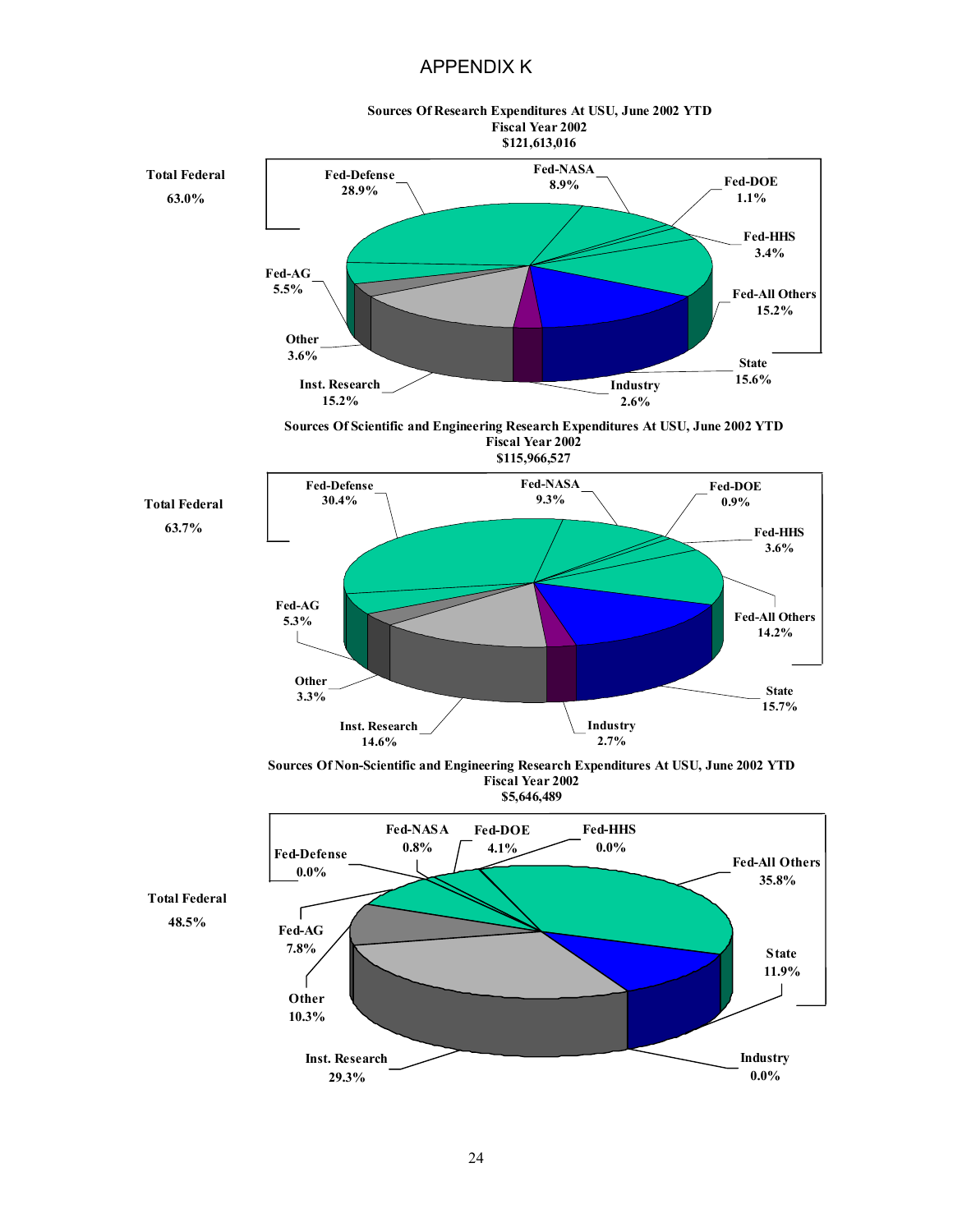# APPENDIX K

**Sources Of Research Expenditures At USU, June 2002 YTD**
**Fiscal Year 2002**
**$121,613,016**

**Total Federal 63.0%**

| Source | Percent |
|---|---|
| Fed-Defense | 28.9% |
| Fed-NASA | 8.9% |
| Fed-DOE | 1.1% |
| Fed-HHS | 3.4% |
| Fed-All Others | 15.2% |
| Fed-AG | 5.5% |
| State | 15.6% |
| Industry | 2.6% |
| Inst. Research | 15.2% |
| Other | 3.6% |

**Sources Of Scientific and Engineering Research Expenditures At USU, June 2002 YTD**
**Fiscal Year 2002**
**$115,966,527**

**Total Federal 63.7%**

| Source | Percent |
|---|---|
| Fed-Defense | 30.4% |
| Fed-NASA | 9.3% |
| Fed-DOE | 0.9% |
| Fed-HHS | 3.6% |
| Fed-All Others | 14.2% |
| Fed-AG | 5.3% |
| State | 15.7% |
| Industry | 2.7% |
| Inst. Research | 14.6% |
| Other | 3.3% |

**Sources Of Non-Scientific and Engineering Research Expenditures At USU, June 2002 YTD**
**Fiscal Year 2002**
**$5,646,489**

**Total Federal 48.5%**

| Source | Percent |
|---|---|
| Fed-Defense | 0.0% |
| Fed-NASA | 0.8% |
| Fed-DOE | 4.1% |
| Fed-HHS | 0.0% |
| Fed-All Others | 35.8% |
| Fed-AG | 7.8% |
| State | 11.9% |
| Industry | 0.0% |
| Inst. Research | 29.3% |
| Other | 10.3% |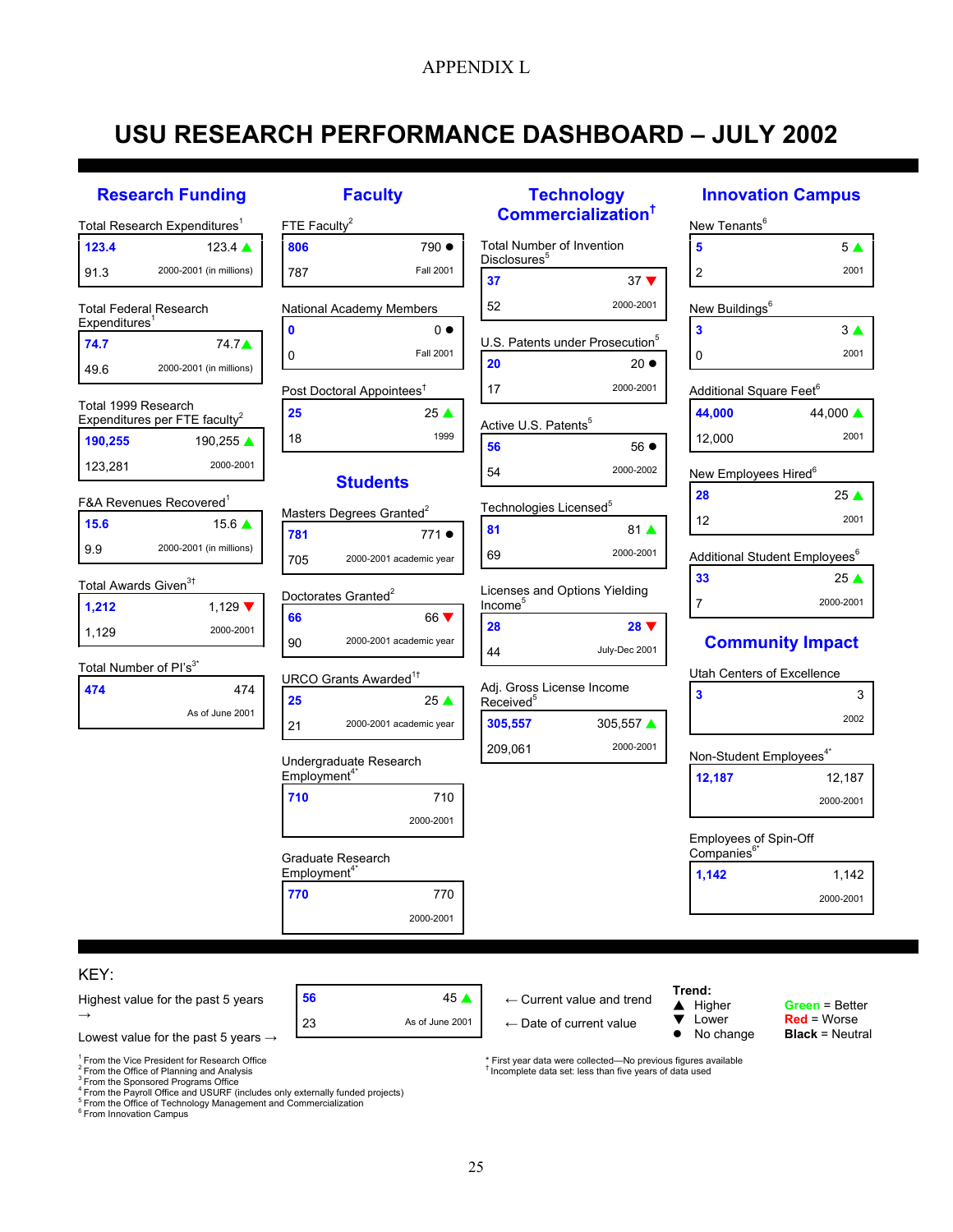APPENDIX L

# USU RESEARCH PERFORMANCE DASHBOARD – JULY 2002

## Research Funding

**Total Research Expenditures[1]**

| Highest (5 yrs) | Current value and trend | Lowest (5 yrs) | Date of current value |
|---|---|---|---|
| 123.4 | 123.4 ▲ | 91.3 | 2000-2001 (in millions) |

**Total Federal Research Expenditures[1]**

| Highest (5 yrs) | Current value and trend | Lowest (5 yrs) | Date of current value |
|---|---|---|---|
| 74.7 | 74.7 ▲ | 49.6 | 2000-2001 (in millions) |

**Total 1999 Research Expenditures per FTE faculty[2]**

| Highest (5 yrs) | Current value and trend | Lowest (5 yrs) | Date of current value |
|---|---|---|---|
| 190,255 | 190,255 ▲ | 123,281 | 2000-2001 |

**F&A Revenues Recovered[1]**

| Highest (5 yrs) | Current value and trend | Lowest (5 yrs) | Date of current value |
|---|---|---|---|
| 15.6 | 15.6 ▲ | 9.9 | 2000-2001 (in millions) |

**Total Awards Given[3†]**

| Highest (5 yrs) | Current value and trend | Lowest (5 yrs) | Date of current value |
|---|---|---|---|
| 1,212 | 1,129 ▼ | 1,129 | 2000-2001 |

**Total Number of PI's[3*]**

| Highest (5 yrs) | Current value and trend | Lowest (5 yrs) | Date of current value |
|---|---|---|---|
| 474 | 474 | | As of June 2001 |

## Faculty

**FTE Faculty[2]**

| Highest (5 yrs) | Current value and trend | Lowest (5 yrs) | Date of current value |
|---|---|---|---|
| 806 | 790 ● | 787 | Fall 2001 |

**National Academy Members**

| Highest (5 yrs) | Current value and trend | Lowest (5 yrs) | Date of current value |
|---|---|---|---|
| 0 | 0 ● | 0 | Fall 2001 |

**Post Doctoral Appointees[†]**

| Highest (5 yrs) | Current value and trend | Lowest (5 yrs) | Date of current value |
|---|---|---|---|
| 25 | 25 ▲ | 18 | 1999 |

## Students

**Masters Degrees Granted[2]**

| Highest (5 yrs) | Current value and trend | Lowest (5 yrs) | Date of current value |
|---|---|---|---|
| 781 | 771 ● | 705 | 2000-2001 academic year |

**Doctorates Granted[2]**

| Highest (5 yrs) | Current value and trend | Lowest (5 yrs) | Date of current value |
|---|---|---|---|
| 66 | 66 ▼ | 90 | 2000-2001 academic year |

**URCO Grants Awarded[1†]**

| Highest (5 yrs) | Current value and trend | Lowest (5 yrs) | Date of current value |
|---|---|---|---|
| 25 | 25 ▲ | 21 | 2000-2001 academic year |

**Undergraduate Research Employment[4*]**

| Highest (5 yrs) | Current value and trend | Lowest (5 yrs) | Date of current value |
|---|---|---|---|
| 710 | 710 | | 2000-2001 |

**Graduate Research Employment[4*]**

| Highest (5 yrs) | Current value and trend | Lowest (5 yrs) | Date of current value |
|---|---|---|---|
| 770 | 770 | | 2000-2001 |

## Technology Commercialization[†]

**Total Number of Invention Disclosures[5]**

| Highest (5 yrs) | Current value and trend | Lowest (5 yrs) | Date of current value |
|---|---|---|---|
| 37 | 37 ▼ | 52 | 2000-2001 |

**U.S. Patents under Prosecution[5]**

| Highest (5 yrs) | Current value and trend | Lowest (5 yrs) | Date of current value |
|---|---|---|---|
| 20 | 20 ● | 17 | 2000-2001 |

**Active U.S. Patents[5]**

| Highest (5 yrs) | Current value and trend | Lowest (5 yrs) | Date of current value |
|---|---|---|---|
| 56 | 56 ● | 54 | 2000-2002 |

**Technologies Licensed[5]**

| Highest (5 yrs) | Current value and trend | Lowest (5 yrs) | Date of current value |
|---|---|---|---|
| 81 | 81 ▲ | 69 | 2000-2001 |

**Licenses and Options Yielding Income[5]**

| Highest (5 yrs) | Current value and trend | Lowest (5 yrs) | Date of current value |
|---|---|---|---|
| 28 | 28 ▼ | 44 | July-Dec 2001 |

**Adj. Gross License Income Received[5]**

| Highest (5 yrs) | Current value and trend | Lowest (5 yrs) | Date of current value |
|---|---|---|---|
| 305,557 | 305,557 ▲ | 209,061 | 2000-2001 |

## Innovation Campus

**New Tenants[6]**

| Highest (5 yrs) | Current value and trend | Lowest (5 yrs) | Date of current value |
|---|---|---|---|
| 5 | 5 ▲ | 2 | 2001 |

**New Buildings[6]**

| Highest (5 yrs) | Current value and trend | Lowest (5 yrs) | Date of current value |
|---|---|---|---|
| 3 | 3 ▲ | 0 | 2001 |

**Additional Square Feet[6]**

| Highest (5 yrs) | Current value and trend | Lowest (5 yrs) | Date of current value |
|---|---|---|---|
| 44,000 | 44,000 ▲ | 12,000 | 2001 |

**New Employees Hired[6]**

| Highest (5 yrs) | Current value and trend | Lowest (5 yrs) | Date of current value |
|---|---|---|---|
| 28 | 25 ▲ | 12 | 2001 |

**Additional Student Employees[6]**

| Highest (5 yrs) | Current value and trend | Lowest (5 yrs) | Date of current value |
|---|---|---|---|
| 33 | 25 ▲ | 7 | 2000-2001 |

## Community Impact

**Utah Centers of Excellence**

| Highest (5 yrs) | Current value and trend | Lowest (5 yrs) | Date of current value |
|---|---|---|---|
| 3 | 3 | | 2002 |

**Non-Student Employees[4*]**

| Highest (5 yrs) | Current value and trend | Lowest (5 yrs) | Date of current value |
|---|---|---|---|
| 12,187 | 12,187 | | 2000-2001 |

**Employees of Spin-Off Companies[6*]**

| Highest (5 yrs) | Current value and trend | Lowest (5 yrs) | Date of current value |
|---|---|---|---|
| 1,142 | 1,142 | | 2000-2001 |

## KEY:

Highest value for the past 5 years → 56

Lowest value for the past 5 years → 23

← Current value and trend: 45 ▲

← Date of current value: As of June 2001

**Trend:**
- ▲ Higher
- ▼ Lower
- ● No change

**Green** = Better
**Red** = Worse
**Black** = Neutral

[1] From the Vice President for Research Office
[2] From the Office of Planning and Analysis
[3] From the Sponsored Programs Office
[4] From the Payroll Office and USURF (includes only externally funded projects)
[5] From the Office of Technology Management and Commercialization
[6] From Innovation Campus

* First year data were collected—No previous figures available
† Incomplete data set: less than five years of data used